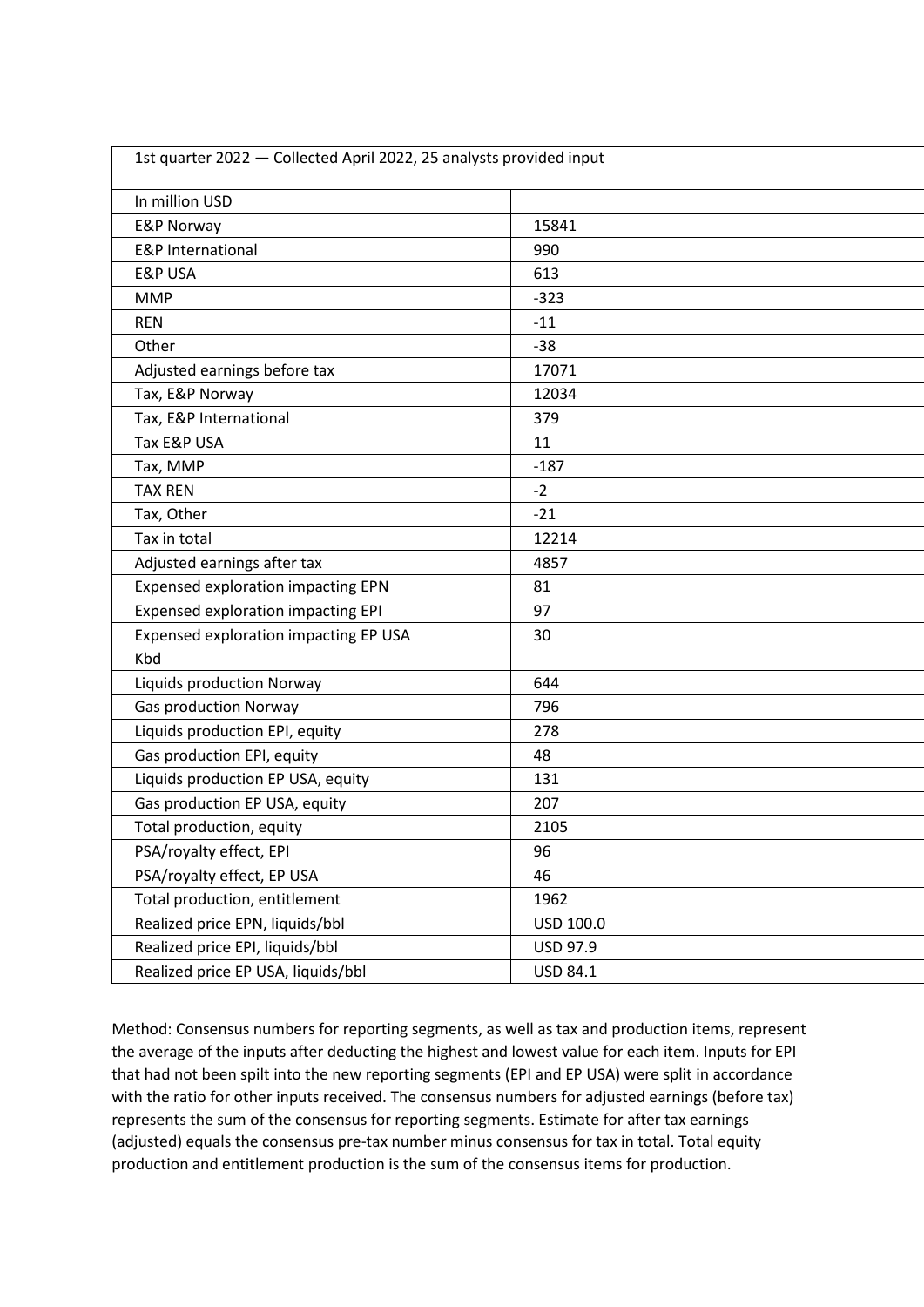| 1st quarter 2022 — Collected April 2022, 25 analysts provided input | |
|---|---|
| In million USD | |
| E&P Norway | 15841 |
| E&P International | 990 |
| E&P USA | 613 |
| MMP | -323 |
| REN | -11 |
| Other | -38 |
| Adjusted earnings before tax | 17071 |
| Tax, E&P Norway | 12034 |
| Tax, E&P International | 379 |
| Tax E&P USA | 11 |
| Tax, MMP | -187 |
| TAX REN | -2 |
| Tax, Other | -21 |
| Tax in total | 12214 |
| Adjusted earnings after tax | 4857 |
| Expensed exploration impacting EPN | 81 |
| Expensed exploration impacting EPI | 97 |
| Expensed exploration impacting EP USA | 30 |
| Kbd | |
| Liquids production Norway | 644 |
| Gas production Norway | 796 |
| Liquids production EPI, equity | 278 |
| Gas production EPI, equity | 48 |
| Liquids production EP USA, equity | 131 |
| Gas production EP USA, equity | 207 |
| Total production, equity | 2105 |
| PSA/royalty effect, EPI | 96 |
| PSA/royalty effect, EP USA | 46 |
| Total production, entitlement | 1962 |
| Realized price EPN, liquids/bbl | USD 100.0 |
| Realized price EPI, liquids/bbl | USD 97.9 |
| Realized price EP USA, liquids/bbl | USD 84.1 |

Method: Consensus numbers for reporting segments, as well as tax and production items, represent the average of the inputs after deducting the highest and lowest value for each item. Inputs for EPI that had not been spilt into the new reporting segments (EPI and EP USA) were split in accordance with the ratio for other inputs received. The consensus numbers for adjusted earnings (before tax) represents the sum of the consensus for reporting segments. Estimate for after tax earnings (adjusted) equals the consensus pre-tax number minus consensus for tax in total. Total equity production and entitlement production is the sum of the consensus items for production.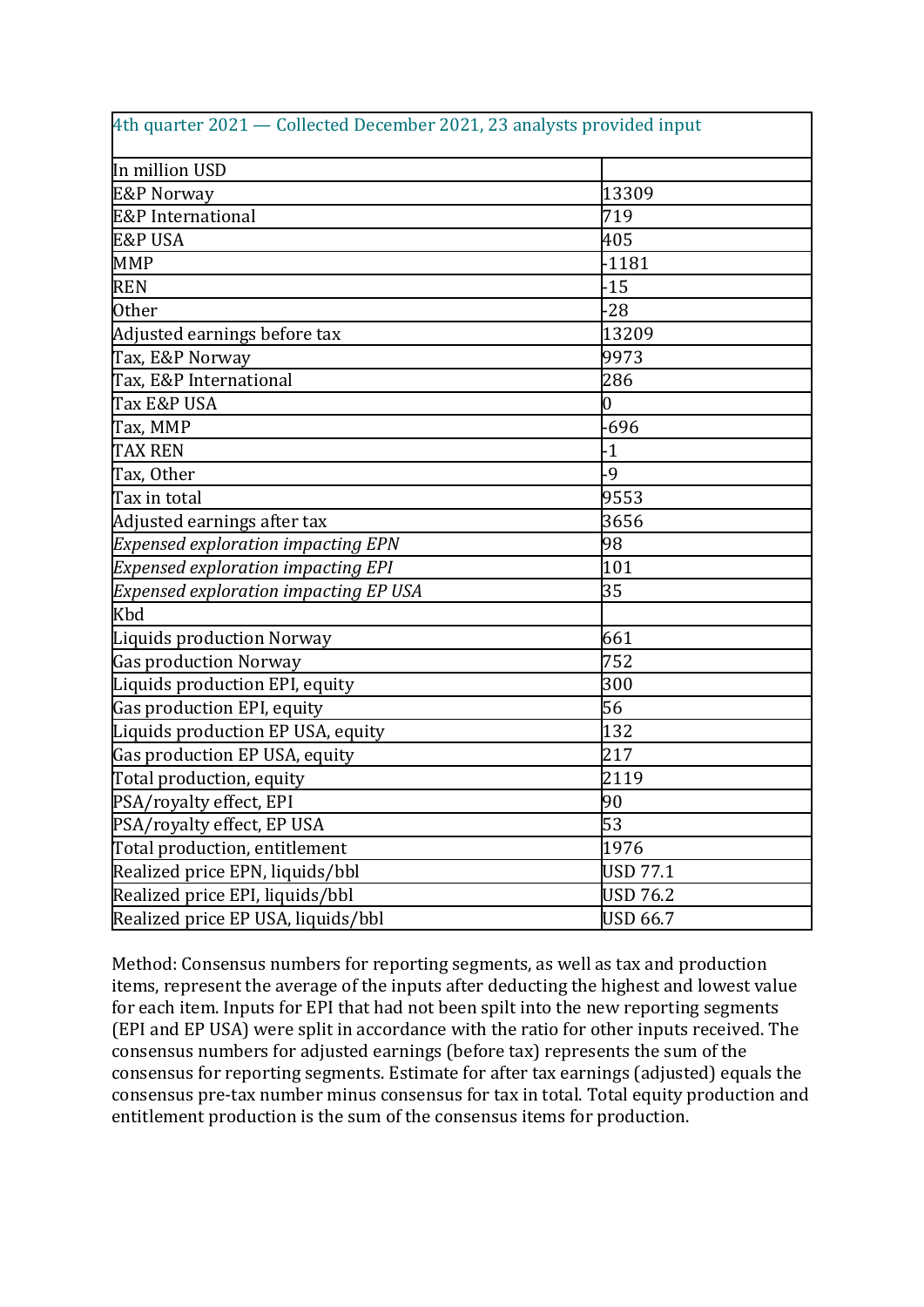| 4th quarter 2021 — Collected December 2021, 23 analysts provided input | |
|---|---|
| In million USD | |
| E&P Norway | 13309 |
| E&P International | 719 |
| E&P USA | 405 |
| MMP | -1181 |
| REN | -15 |
| Other | -28 |
| Adjusted earnings before tax | 13209 |
| Tax, E&P Norway | 9973 |
| Tax, E&P International | 286 |
| Tax E&P USA | 0 |
| Tax, MMP | -696 |
| TAX REN | -1 |
| Tax, Other | -9 |
| Tax in total | 9553 |
| Adjusted earnings after tax | 3656 |
| *Expensed exploration impacting EPN* | 98 |
| *Expensed exploration impacting EPI* | 101 |
| *Expensed exploration impacting EP USA* | 35 |
| Kbd | |
| Liquids production Norway | 661 |
| Gas production Norway | 752 |
| Liquids production EPI, equity | 300 |
| Gas production EPI, equity | 56 |
| Liquids production EP USA, equity | 132 |
| Gas production EP USA, equity | 217 |
| Total production, equity | 2119 |
| PSA/royalty effect, EPI | 90 |
| PSA/royalty effect, EP USA | 53 |
| Total production, entitlement | 1976 |
| Realized price EPN, liquids/bbl | USD 77.1 |
| Realized price EPI, liquids/bbl | USD 76.2 |
| Realized price EP USA, liquids/bbl | USD 66.7 |

Method: Consensus numbers for reporting segments, as well as tax and production items, represent the average of the inputs after deducting the highest and lowest value for each item. Inputs for EPI that had not been spilt into the new reporting segments (EPI and EP USA) were split in accordance with the ratio for other inputs received. The consensus numbers for adjusted earnings (before tax) represents the sum of the consensus for reporting segments. Estimate for after tax earnings (adjusted) equals the consensus pre-tax number minus consensus for tax in total. Total equity production and entitlement production is the sum of the consensus items for production.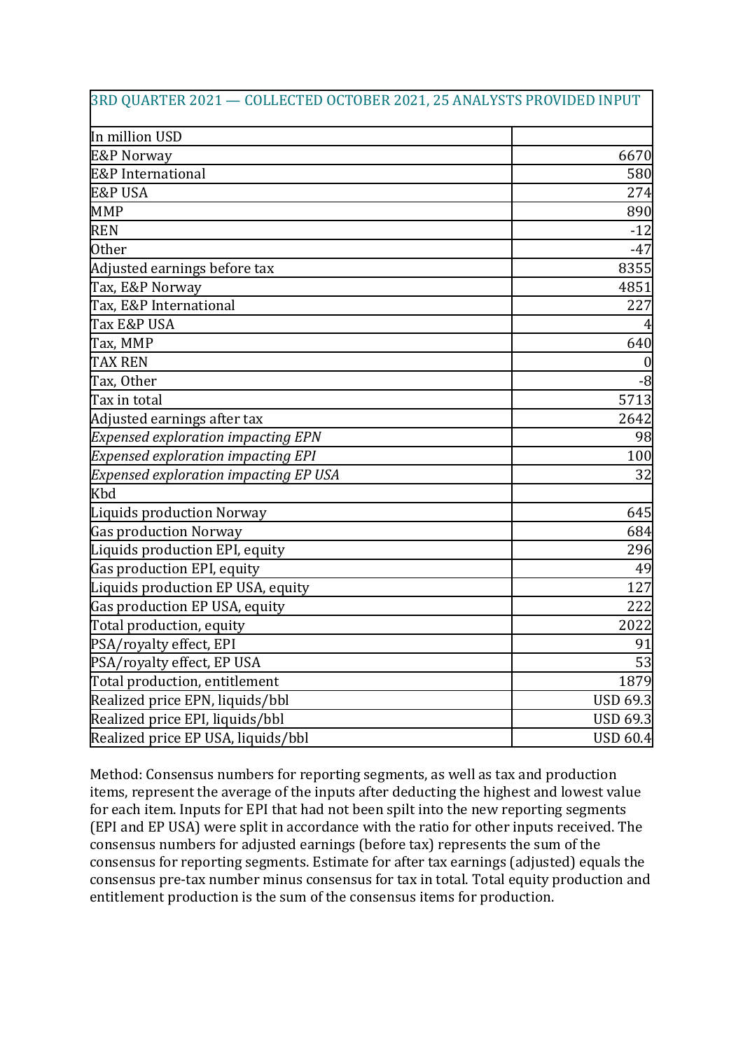| 3RD QUARTER 2021 — COLLECTED OCTOBER 2021, 25 ANALYSTS PROVIDED INPUT | |
|---|---|
| In million USD | |
| E&P Norway | 6670 |
| E&P International | 580 |
| E&P USA | 274 |
| MMP | 890 |
| REN | -12 |
| Other | -47 |
| Adjusted earnings before tax | 8355 |
| Tax, E&P Norway | 4851 |
| Tax, E&P International | 227 |
| Tax E&P USA | 4 |
| Tax, MMP | 640 |
| TAX REN | 0 |
| Tax, Other | -8 |
| Tax in total | 5713 |
| Adjusted earnings after tax | 2642 |
| *Expensed exploration impacting EPN* | 98 |
| *Expensed exploration impacting EPI* | 100 |
| *Expensed exploration impacting EP USA* | 32 |
| Kbd | |
| Liquids production Norway | 645 |
| Gas production Norway | 684 |
| Liquids production EPI, equity | 296 |
| Gas production EPI, equity | 49 |
| Liquids production EP USA, equity | 127 |
| Gas production EP USA, equity | 222 |
| Total production, equity | 2022 |
| PSA/royalty effect, EPI | 91 |
| PSA/royalty effect, EP USA | 53 |
| Total production, entitlement | 1879 |
| Realized price EPN, liquids/bbl | USD 69.3 |
| Realized price EPI, liquids/bbl | USD 69.3 |
| Realized price EP USA, liquids/bbl | USD 60.4 |

Method: Consensus numbers for reporting segments, as well as tax and production items, represent the average of the inputs after deducting the highest and lowest value for each item. Inputs for EPI that had not been spilt into the new reporting segments (EPI and EP USA) were split in accordance with the ratio for other inputs received. The consensus numbers for adjusted earnings (before tax) represents the sum of the consensus for reporting segments. Estimate for after tax earnings (adjusted) equals the consensus pre-tax number minus consensus for tax in total. Total equity production and entitlement production is the sum of the consensus items for production.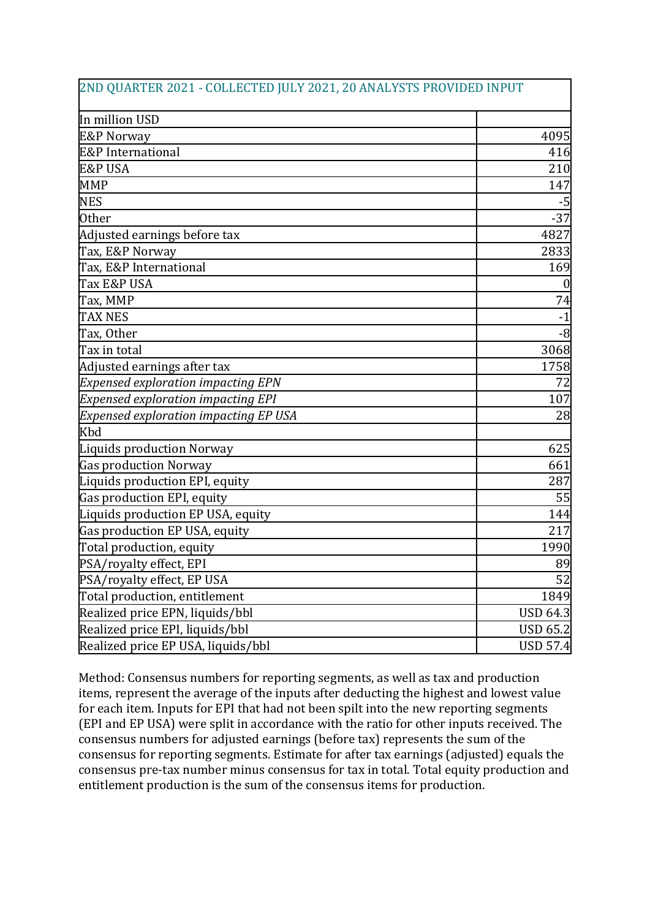| 2ND QUARTER 2021 - COLLECTED JULY 2021, 20 ANALYSTS PROVIDED INPUT | |
|---|---|
| In million USD | |
| E&P Norway | 4095 |
| E&P International | 416 |
| E&P USA | 210 |
| MMP | 147 |
| NES | -5 |
| Other | -37 |
| Adjusted earnings before tax | 4827 |
| Tax, E&P Norway | 2833 |
| Tax, E&P International | 169 |
| Tax E&P USA | 0 |
| Tax, MMP | 74 |
| TAX NES | -1 |
| Tax, Other | -8 |
| Tax in total | 3068 |
| Adjusted earnings after tax | 1758 |
| *Expensed exploration impacting EPN* | 72 |
| *Expensed exploration impacting EPI* | 107 |
| *Expensed exploration impacting EP USA* | 28 |
| Kbd | |
| Liquids production Norway | 625 |
| Gas production Norway | 661 |
| Liquids production EPI, equity | 287 |
| Gas production EPI, equity | 55 |
| Liquids production EP USA, equity | 144 |
| Gas production EP USA, equity | 217 |
| Total production, equity | 1990 |
| PSA/royalty effect, EPI | 89 |
| PSA/royalty effect, EP USA | 52 |
| Total production, entitlement | 1849 |
| Realized price EPN, liquids/bbl | USD 64.3 |
| Realized price EPI, liquids/bbl | USD 65.2 |
| Realized price EP USA, liquids/bbl | USD 57.4 |

Method: Consensus numbers for reporting segments, as well as tax and production items, represent the average of the inputs after deducting the highest and lowest value for each item. Inputs for EPI that had not been spilt into the new reporting segments (EPI and EP USA) were split in accordance with the ratio for other inputs received. The consensus numbers for adjusted earnings (before tax) represents the sum of the consensus for reporting segments. Estimate for after tax earnings (adjusted) equals the consensus pre-tax number minus consensus for tax in total. Total equity production and entitlement production is the sum of the consensus items for production.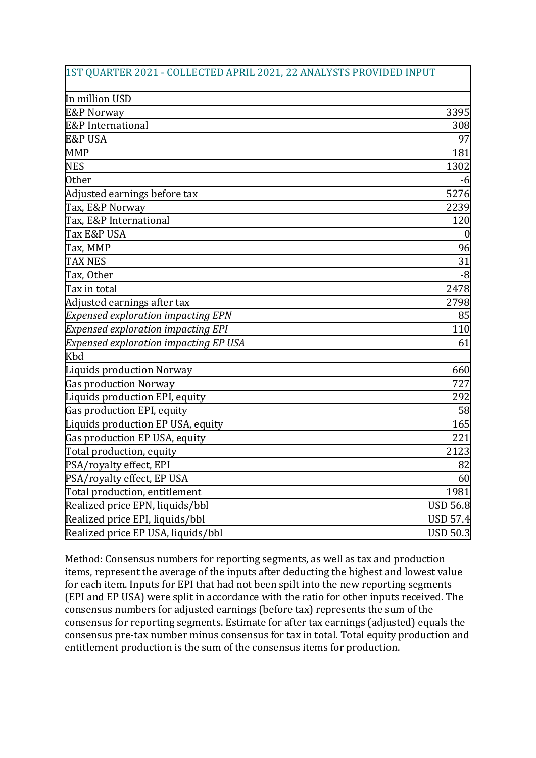| 1ST QUARTER 2021 - COLLECTED APRIL 2021, 22 ANALYSTS PROVIDED INPUT | |
|---|---|
| In million USD | |
| E&P Norway | 3395 |
| E&P International | 308 |
| E&P USA | 97 |
| MMP | 181 |
| NES | 1302 |
| Other | -6 |
| Adjusted earnings before tax | 5276 |
| Tax, E&P Norway | 2239 |
| Tax, E&P International | 120 |
| Tax E&P USA | 0 |
| Tax, MMP | 96 |
| TAX NES | 31 |
| Tax, Other | -8 |
| Tax in total | 2478 |
| Adjusted earnings after tax | 2798 |
| *Expensed exploration impacting EPN* | 85 |
| *Expensed exploration impacting EPI* | 110 |
| *Expensed exploration impacting EP USA* | 61 |
| Kbd | |
| Liquids production Norway | 660 |
| Gas production Norway | 727 |
| Liquids production EPI, equity | 292 |
| Gas production EPI, equity | 58 |
| Liquids production EP USA, equity | 165 |
| Gas production EP USA, equity | 221 |
| Total production, equity | 2123 |
| PSA/royalty effect, EPI | 82 |
| PSA/royalty effect, EP USA | 60 |
| Total production, entitlement | 1981 |
| Realized price EPN, liquids/bbl | USD 56.8 |
| Realized price EPI, liquids/bbl | USD 57.4 |
| Realized price EP USA, liquids/bbl | USD 50.3 |

Method: Consensus numbers for reporting segments, as well as tax and production items, represent the average of the inputs after deducting the highest and lowest value for each item. Inputs for EPI that had not been spilt into the new reporting segments (EPI and EP USA) were split in accordance with the ratio for other inputs received. The consensus numbers for adjusted earnings (before tax) represents the sum of the consensus for reporting segments. Estimate for after tax earnings (adjusted) equals the consensus pre-tax number minus consensus for tax in total. Total equity production and entitlement production is the sum of the consensus items for production.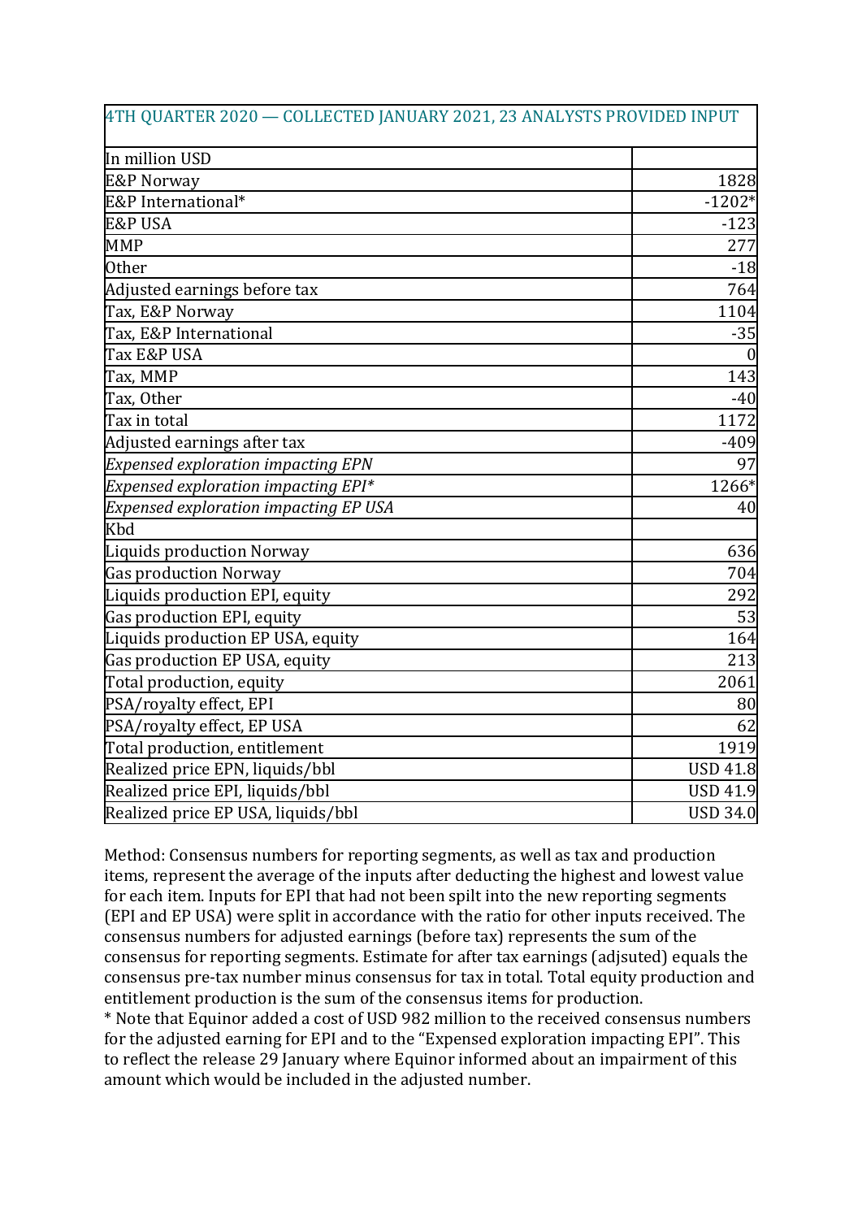| 4TH QUARTER 2020 — COLLECTED JANUARY 2021, 23 ANALYSTS PROVIDED INPUT | |
|---|---|
| In million USD | |
| E&P Norway | 1828 |
| E&P International* | -1202* |
| E&P USA | -123 |
| MMP | 277 |
| Other | -18 |
| Adjusted earnings before tax | 764 |
| Tax, E&P Norway | 1104 |
| Tax, E&P International | -35 |
| Tax E&P USA | 0 |
| Tax, MMP | 143 |
| Tax, Other | -40 |
| Tax in total | 1172 |
| Adjusted earnings after tax | -409 |
| *Expensed exploration impacting EPN* | 97 |
| *Expensed exploration impacting EPI** | 1266* |
| *Expensed exploration impacting EP USA* | 40 |
| Kbd | |
| Liquids production Norway | 636 |
| Gas production Norway | 704 |
| Liquids production EPI, equity | 292 |
| Gas production EPI, equity | 53 |
| Liquids production EP USA, equity | 164 |
| Gas production EP USA, equity | 213 |
| Total production, equity | 2061 |
| PSA/royalty effect, EPI | 80 |
| PSA/royalty effect, EP USA | 62 |
| Total production, entitlement | 1919 |
| Realized price EPN, liquids/bbl | USD 41.8 |
| Realized price EPI, liquids/bbl | USD 41.9 |
| Realized price EP USA, liquids/bbl | USD 34.0 |

Method: Consensus numbers for reporting segments, as well as tax and production items, represent the average of the inputs after deducting the highest and lowest value for each item. Inputs for EPI that had not been spilt into the new reporting segments (EPI and EP USA) were split in accordance with the ratio for other inputs received. The consensus numbers for adjusted earnings (before tax) represents the sum of the consensus for reporting segments. Estimate for after tax earnings (adjsuted) equals the consensus pre-tax number minus consensus for tax in total. Total equity production and entitlement production is the sum of the consensus items for production.

* Note that Equinor added a cost of USD 982 million to the received consensus numbers for the adjusted earning for EPI and to the "Expensed exploration impacting EPI". This to reflect the release 29 January where Equinor informed about an impairment of this amount which would be included in the adjusted number.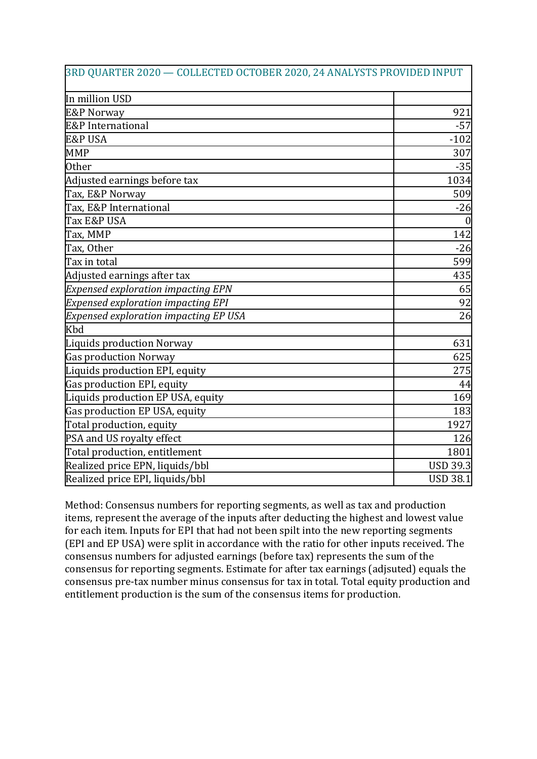| 3RD QUARTER 2020 — COLLECTED OCTOBER 2020, 24 ANALYSTS PROVIDED INPUT | |
|---|---|
| In million USD | |
| E&P Norway | 921 |
| E&P International | -57 |
| E&P USA | -102 |
| MMP | 307 |
| Other | -35 |
| Adjusted earnings before tax | 1034 |
| Tax, E&P Norway | 509 |
| Tax, E&P International | -26 |
| Tax E&P USA | 0 |
| Tax, MMP | 142 |
| Tax, Other | -26 |
| Tax in total | 599 |
| Adjusted earnings after tax | 435 |
| *Expensed exploration impacting EPN* | 65 |
| *Expensed exploration impacting EPI* | 92 |
| *Expensed exploration impacting EP USA* | 26 |
| Kbd | |
| Liquids production Norway | 631 |
| Gas production Norway | 625 |
| Liquids production EPI, equity | 275 |
| Gas production EPI, equity | 44 |
| Liquids production EP USA, equity | 169 |
| Gas production EP USA, equity | 183 |
| Total production, equity | 1927 |
| PSA and US royalty effect | 126 |
| Total production, entitlement | 1801 |
| Realized price EPN, liquids/bbl | USD 39.3 |
| Realized price EPI, liquids/bbl | USD 38.1 |

Method: Consensus numbers for reporting segments, as well as tax and production items, represent the average of the inputs after deducting the highest and lowest value for each item. Inputs for EPI that had not been spilt into the new reporting segments (EPI and EP USA) were split in accordance with the ratio for other inputs received. The consensus numbers for adjusted earnings (before tax) represents the sum of the consensus for reporting segments. Estimate for after tax earnings (adjsuted) equals the consensus pre-tax number minus consensus for tax in total. Total equity production and entitlement production is the sum of the consensus items for production.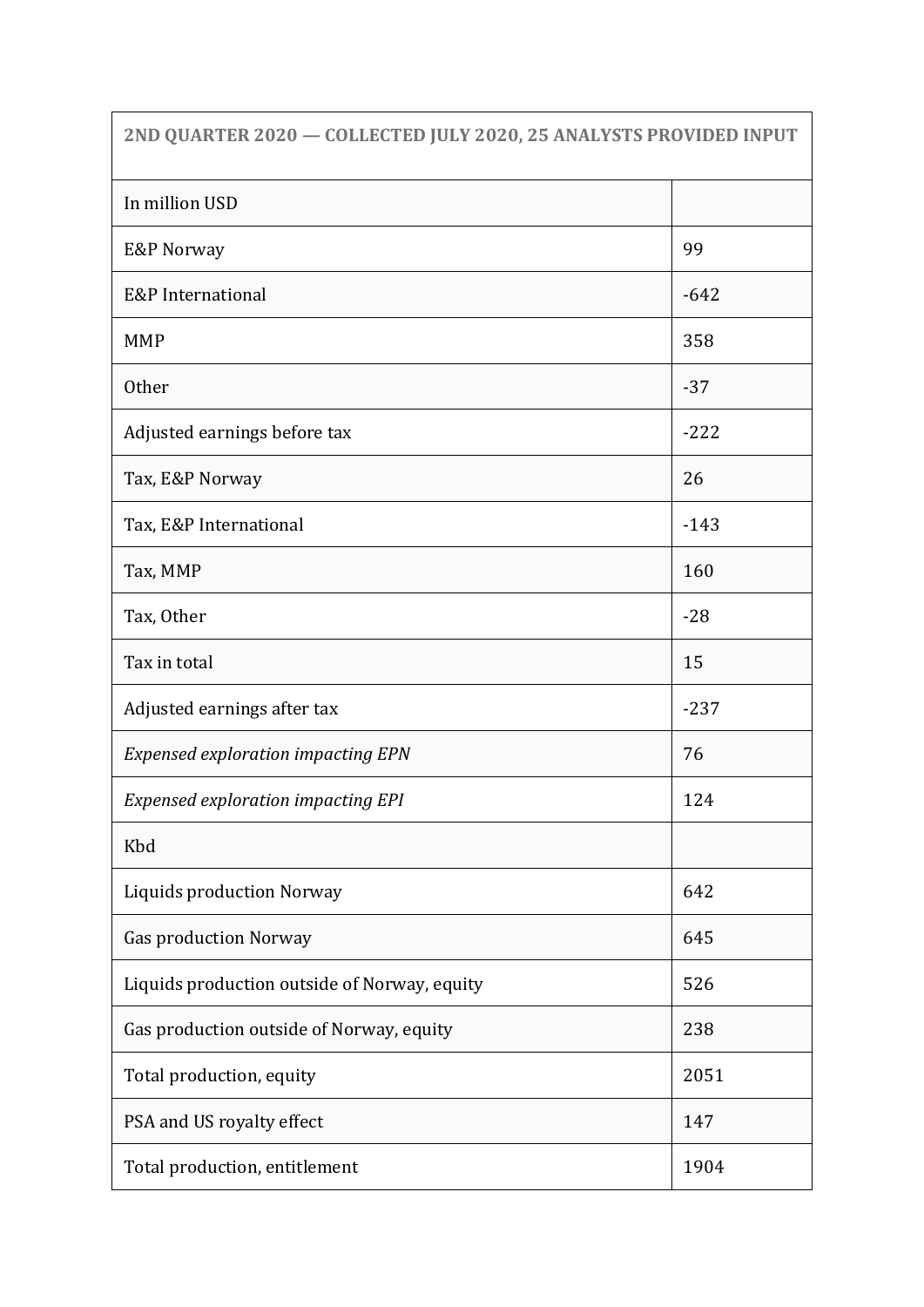| 2ND QUARTER 2020 — COLLECTED JULY 2020, 25 ANALYSTS PROVIDED INPUT | |
|---|---|
| In million USD | |
| E&P Norway | 99 |
| E&P International | -642 |
| MMP | 358 |
| Other | -37 |
| Adjusted earnings before tax | -222 |
| Tax, E&P Norway | 26 |
| Tax, E&P International | -143 |
| Tax, MMP | 160 |
| Tax, Other | -28 |
| Tax in total | 15 |
| Adjusted earnings after tax | -237 |
| *Expensed exploration impacting EPN* | 76 |
| *Expensed exploration impacting EPI* | 124 |
| Kbd | |
| Liquids production Norway | 642 |
| Gas production Norway | 645 |
| Liquids production outside of Norway, equity | 526 |
| Gas production outside of Norway, equity | 238 |
| Total production, equity | 2051 |
| PSA and US royalty effect | 147 |
| Total production, entitlement | 1904 |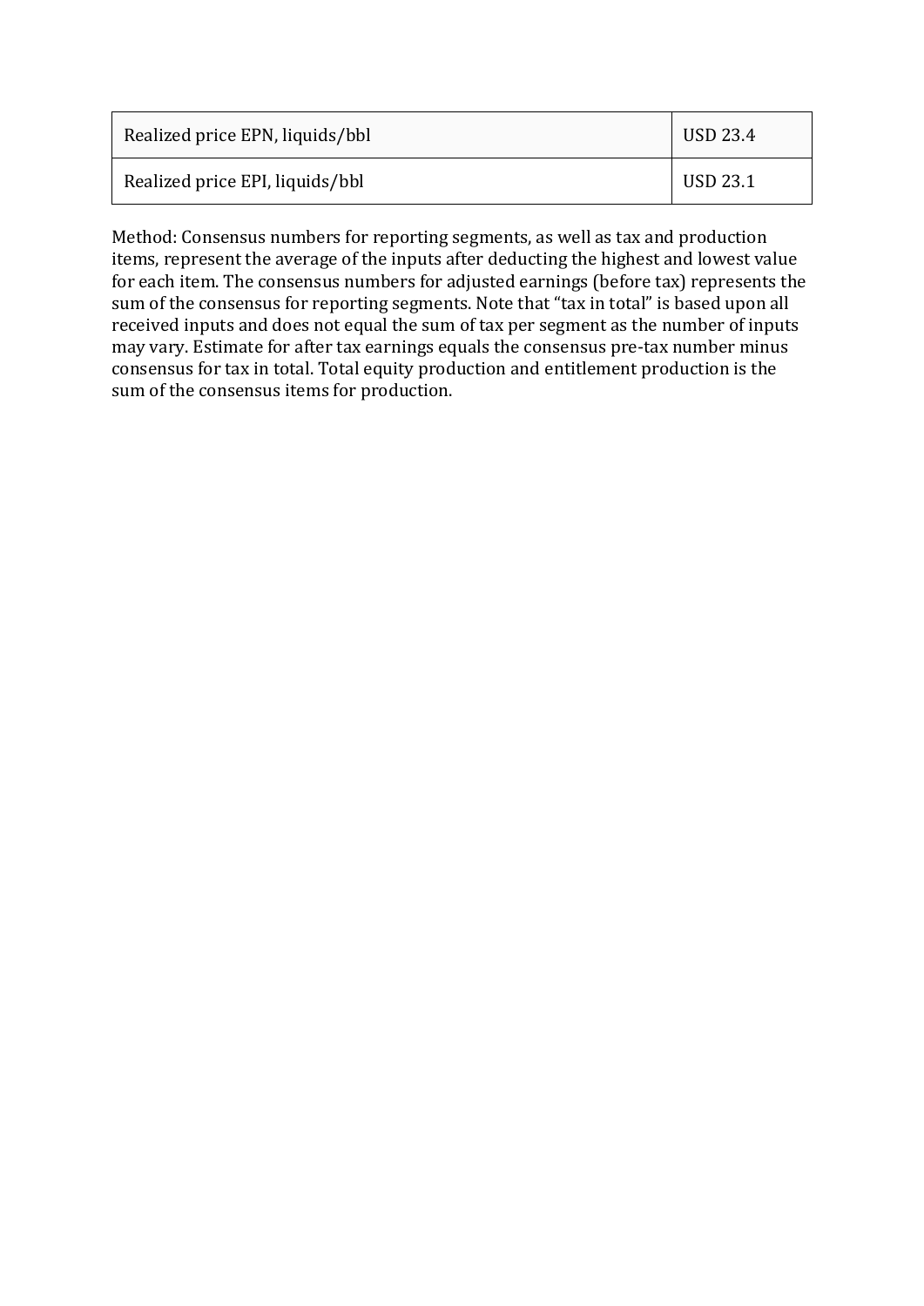| Realized price EPN, liquids/bbl | USD 23.4 |
| --- | --- |
| Realized price EPI, liquids/bbl | USD 23.1 |

Method: Consensus numbers for reporting segments, as well as tax and production items, represent the average of the inputs after deducting the highest and lowest value for each item. The consensus numbers for adjusted earnings (before tax) represents the sum of the consensus for reporting segments. Note that "tax in total" is based upon all received inputs and does not equal the sum of tax per segment as the number of inputs may vary. Estimate for after tax earnings equals the consensus pre-tax number minus consensus for tax in total. Total equity production and entitlement production is the sum of the consensus items for production.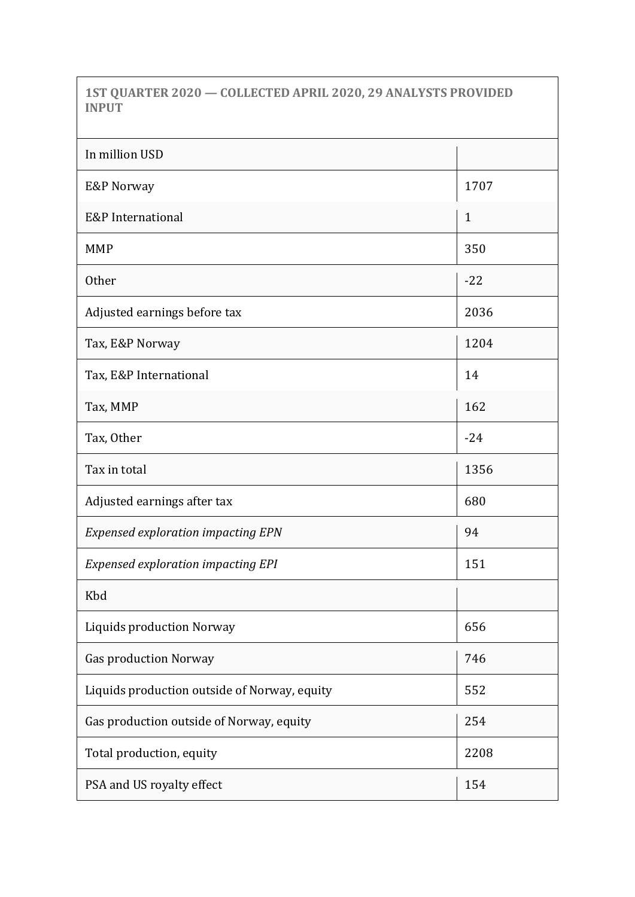| 1ST QUARTER 2020 — COLLECTED APRIL 2020, 29 ANALYSTS PROVIDED INPUT | |
|---|---|
| In million USD | |
| E&P Norway | 1707 |
| E&P International | 1 |
| MMP | 350 |
| Other | -22 |
| Adjusted earnings before tax | 2036 |
| Tax, E&P Norway | 1204 |
| Tax, E&P International | 14 |
| Tax, MMP | 162 |
| Tax, Other | -24 |
| Tax in total | 1356 |
| Adjusted earnings after tax | 680 |
| *Expensed exploration impacting EPN* | 94 |
| *Expensed exploration impacting EPI* | 151 |
| Kbd | |
| Liquids production Norway | 656 |
| Gas production Norway | 746 |
| Liquids production outside of Norway, equity | 552 |
| Gas production outside of Norway, equity | 254 |
| Total production, equity | 2208 |
| PSA and US royalty effect | 154 |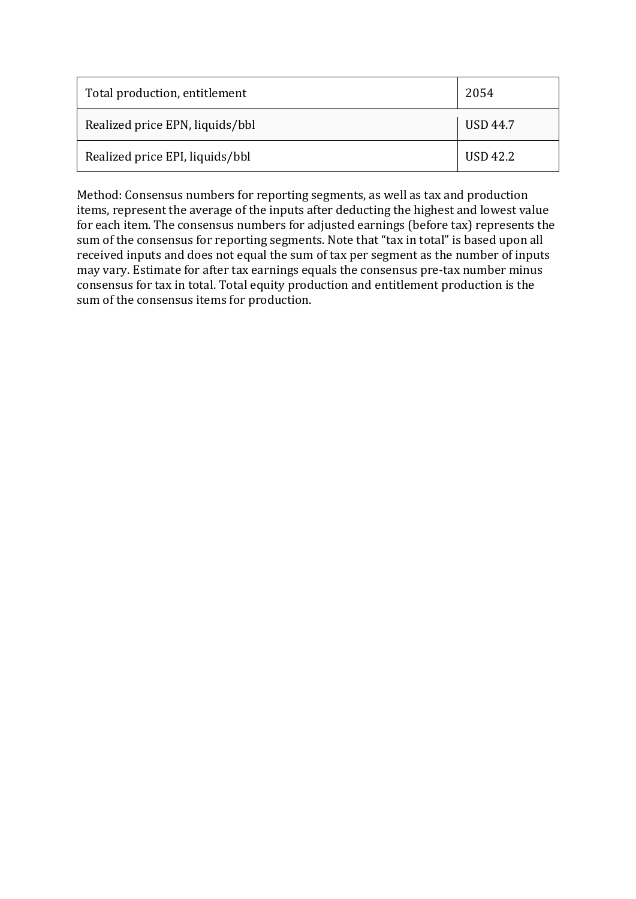| Total production, entitlement | 2054 |
|---|---|
| Realized price EPN, liquids/bbl | USD 44.7 |
| Realized price EPI, liquids/bbl | USD 42.2 |

Method: Consensus numbers for reporting segments, as well as tax and production items, represent the average of the inputs after deducting the highest and lowest value for each item. The consensus numbers for adjusted earnings (before tax) represents the sum of the consensus for reporting segments. Note that "tax in total" is based upon all received inputs and does not equal the sum of tax per segment as the number of inputs may vary. Estimate for after tax earnings equals the consensus pre-tax number minus consensus for tax in total. Total equity production and entitlement production is the sum of the consensus items for production.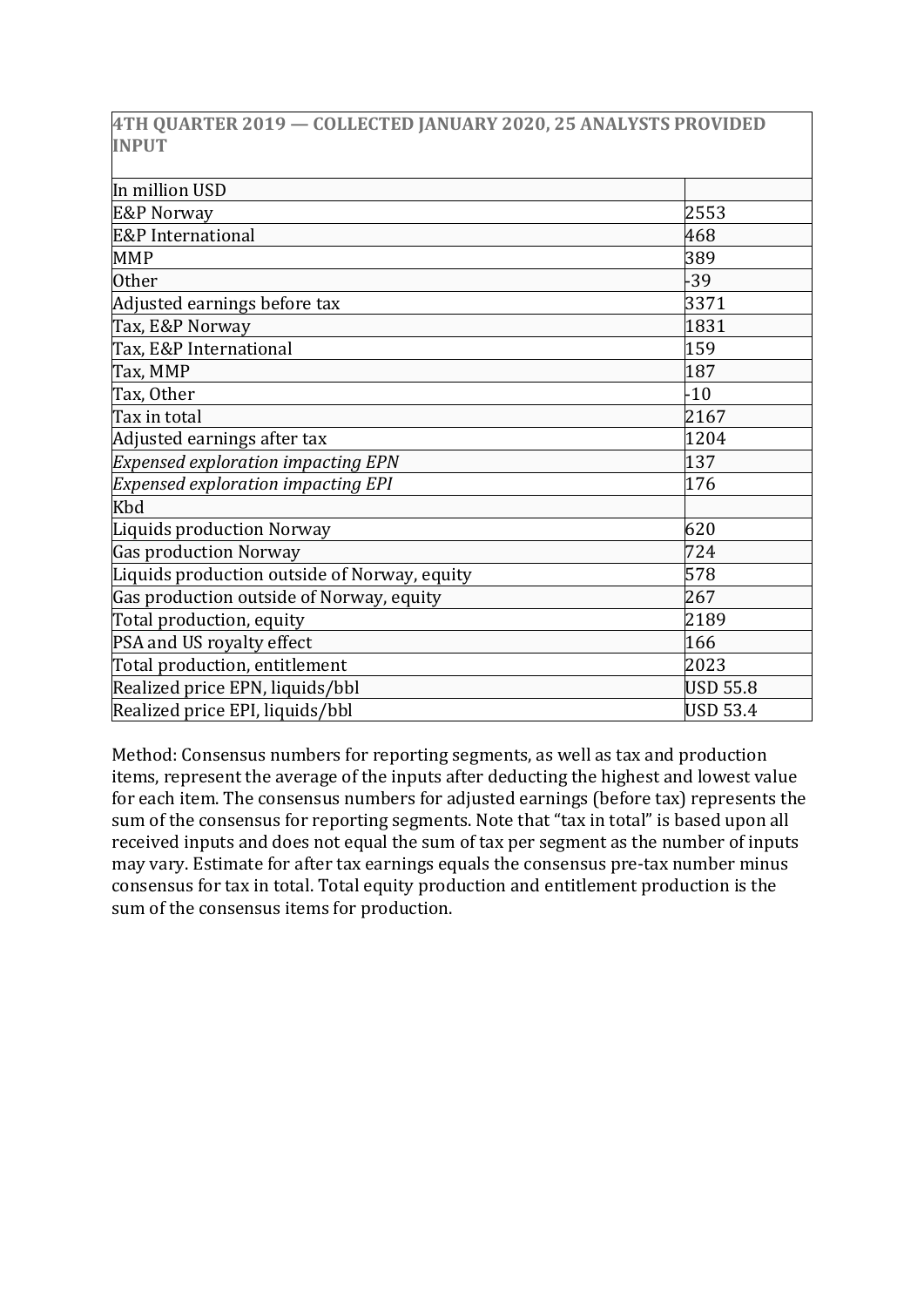| 4TH QUARTER 2019 — COLLECTED JANUARY 2020, 25 ANALYSTS PROVIDED INPUT | |
|---|---|
| In million USD | |
| E&P Norway | 2553 |
| E&P International | 468 |
| MMP | 389 |
| Other | -39 |
| Adjusted earnings before tax | 3371 |
| Tax, E&P Norway | 1831 |
| Tax, E&P International | 159 |
| Tax, MMP | 187 |
| Tax, Other | -10 |
| Tax in total | 2167 |
| Adjusted earnings after tax | 1204 |
| *Expensed exploration impacting EPN* | 137 |
| *Expensed exploration impacting EPI* | 176 |
| Kbd | |
| Liquids production Norway | 620 |
| Gas production Norway | 724 |
| Liquids production outside of Norway, equity | 578 |
| Gas production outside of Norway, equity | 267 |
| Total production, equity | 2189 |
| PSA and US royalty effect | 166 |
| Total production, entitlement | 2023 |
| Realized price EPN, liquids/bbl | USD 55.8 |
| Realized price EPI, liquids/bbl | USD 53.4 |

Method: Consensus numbers for reporting segments, as well as tax and production items, represent the average of the inputs after deducting the highest and lowest value for each item. The consensus numbers for adjusted earnings (before tax) represents the sum of the consensus for reporting segments. Note that "tax in total" is based upon all received inputs and does not equal the sum of tax per segment as the number of inputs may vary. Estimate for after tax earnings equals the consensus pre-tax number minus consensus for tax in total. Total equity production and entitlement production is the sum of the consensus items for production.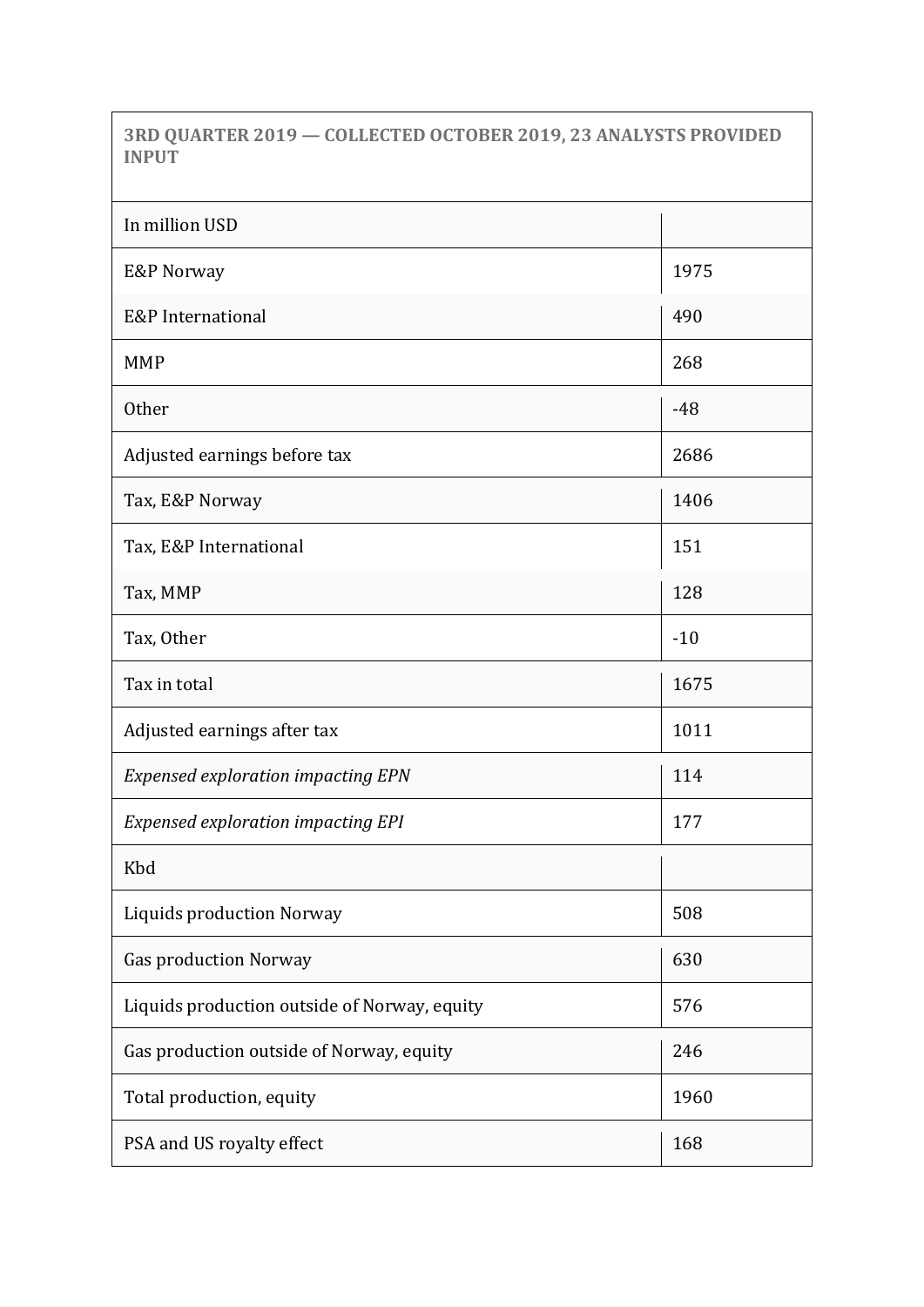| 3RD QUARTER 2019 — COLLECTED OCTOBER 2019, 23 ANALYSTS PROVIDED INPUT | |
|---|---|
| In million USD | |
| E&P Norway | 1975 |
| E&P International | 490 |
| MMP | 268 |
| Other | -48 |
| Adjusted earnings before tax | 2686 |
| Tax, E&P Norway | 1406 |
| Tax, E&P International | 151 |
| Tax, MMP | 128 |
| Tax, Other | -10 |
| Tax in total | 1675 |
| Adjusted earnings after tax | 1011 |
| *Expensed exploration impacting EPN* | 114 |
| *Expensed exploration impacting EPI* | 177 |
| Kbd | |
| Liquids production Norway | 508 |
| Gas production Norway | 630 |
| Liquids production outside of Norway, equity | 576 |
| Gas production outside of Norway, equity | 246 |
| Total production, equity | 1960 |
| PSA and US royalty effect | 168 |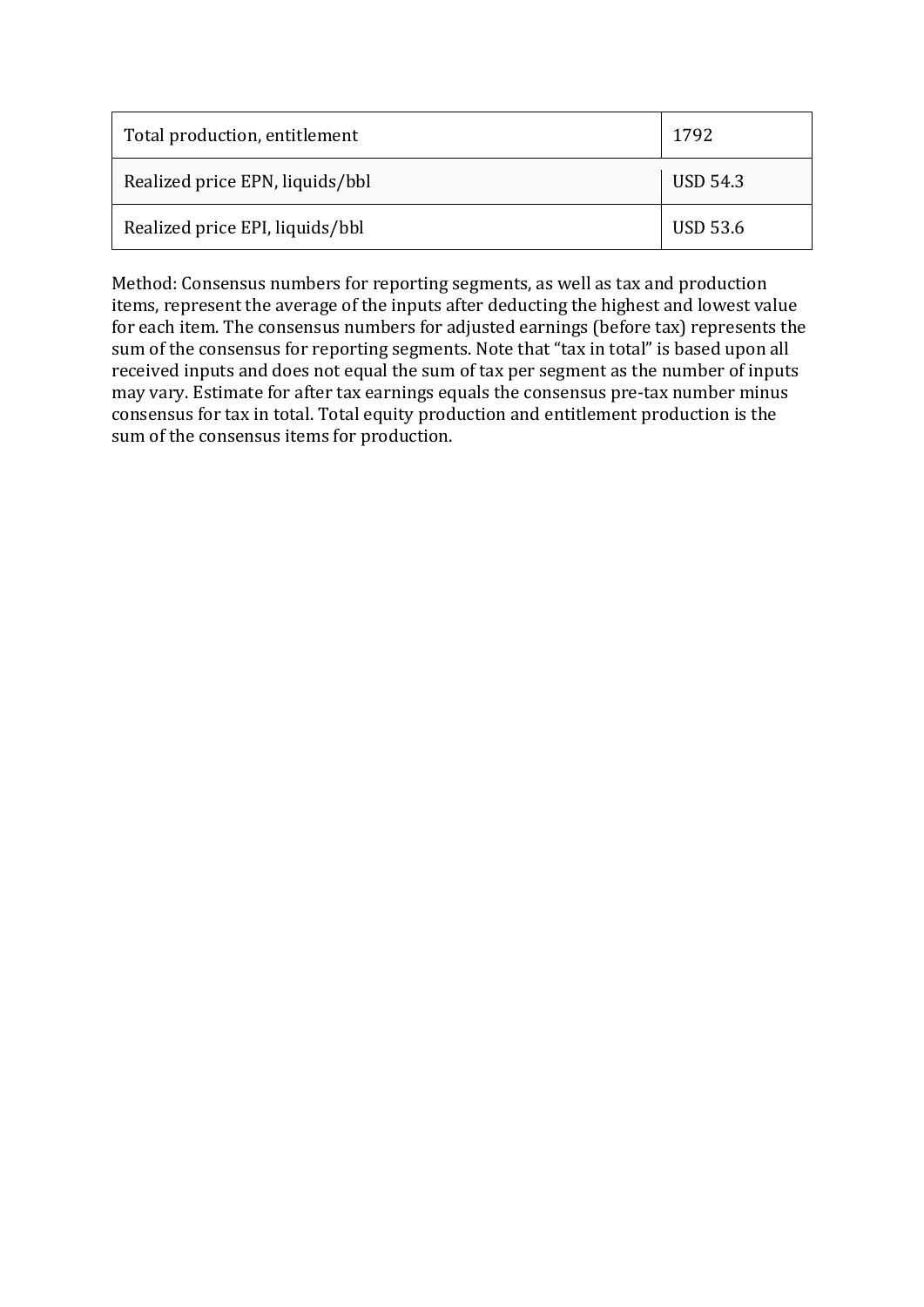| | |
|---|---|
| Total production, entitlement | 1792 |
| Realized price EPN, liquids/bbl | USD 54.3 |
| Realized price EPI, liquids/bbl | USD 53.6 |

Method: Consensus numbers for reporting segments, as well as tax and production items, represent the average of the inputs after deducting the highest and lowest value for each item. The consensus numbers for adjusted earnings (before tax) represents the sum of the consensus for reporting segments. Note that "tax in total" is based upon all received inputs and does not equal the sum of tax per segment as the number of inputs may vary. Estimate for after tax earnings equals the consensus pre-tax number minus consensus for tax in total. Total equity production and entitlement production is the sum of the consensus items for production.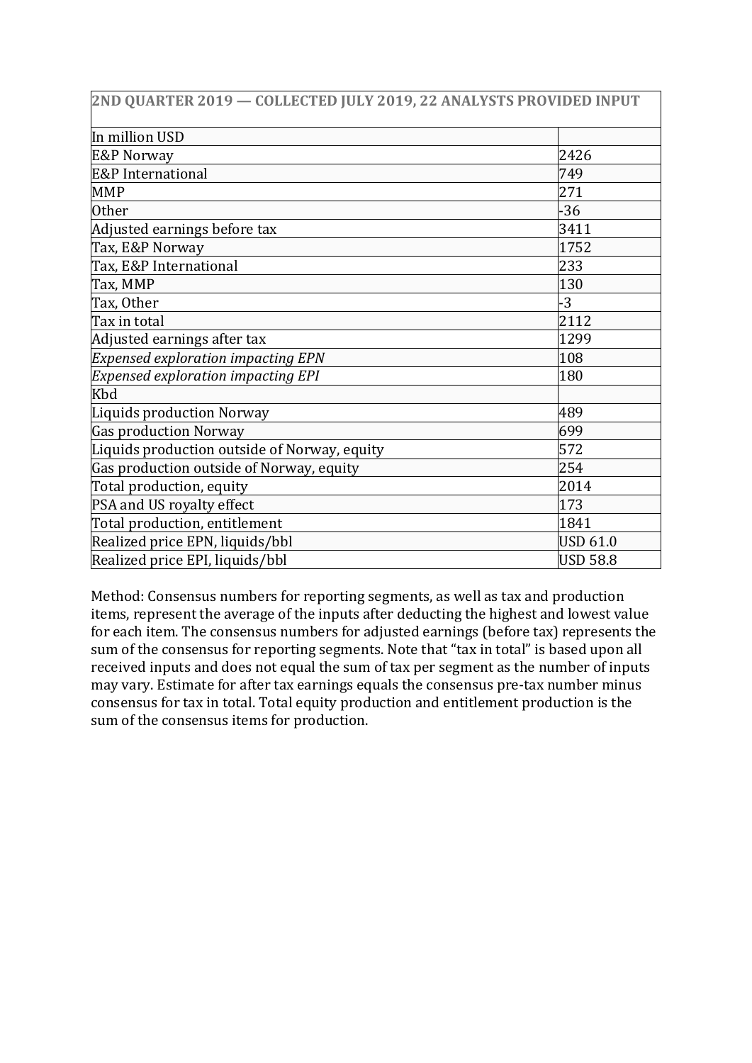| 2ND QUARTER 2019 — COLLECTED JULY 2019, 22 ANALYSTS PROVIDED INPUT | |
|---|---|
| In million USD | |
| E&P Norway | 2426 |
| E&P International | 749 |
| MMP | 271 |
| Other | -36 |
| Adjusted earnings before tax | 3411 |
| Tax, E&P Norway | 1752 |
| Tax, E&P International | 233 |
| Tax, MMP | 130 |
| Tax, Other | -3 |
| Tax in total | 2112 |
| Adjusted earnings after tax | 1299 |
| *Expensed exploration impacting EPN* | 108 |
| *Expensed exploration impacting EPI* | 180 |
| Kbd | |
| Liquids production Norway | 489 |
| Gas production Norway | 699 |
| Liquids production outside of Norway, equity | 572 |
| Gas production outside of Norway, equity | 254 |
| Total production, equity | 2014 |
| PSA and US royalty effect | 173 |
| Total production, entitlement | 1841 |
| Realized price EPN, liquids/bbl | USD 61.0 |
| Realized price EPI, liquids/bbl | USD 58.8 |

Method: Consensus numbers for reporting segments, as well as tax and production items, represent the average of the inputs after deducting the highest and lowest value for each item. The consensus numbers for adjusted earnings (before tax) represents the sum of the consensus for reporting segments. Note that "tax in total" is based upon all received inputs and does not equal the sum of tax per segment as the number of inputs may vary. Estimate for after tax earnings equals the consensus pre-tax number minus consensus for tax in total. Total equity production and entitlement production is the sum of the consensus items for production.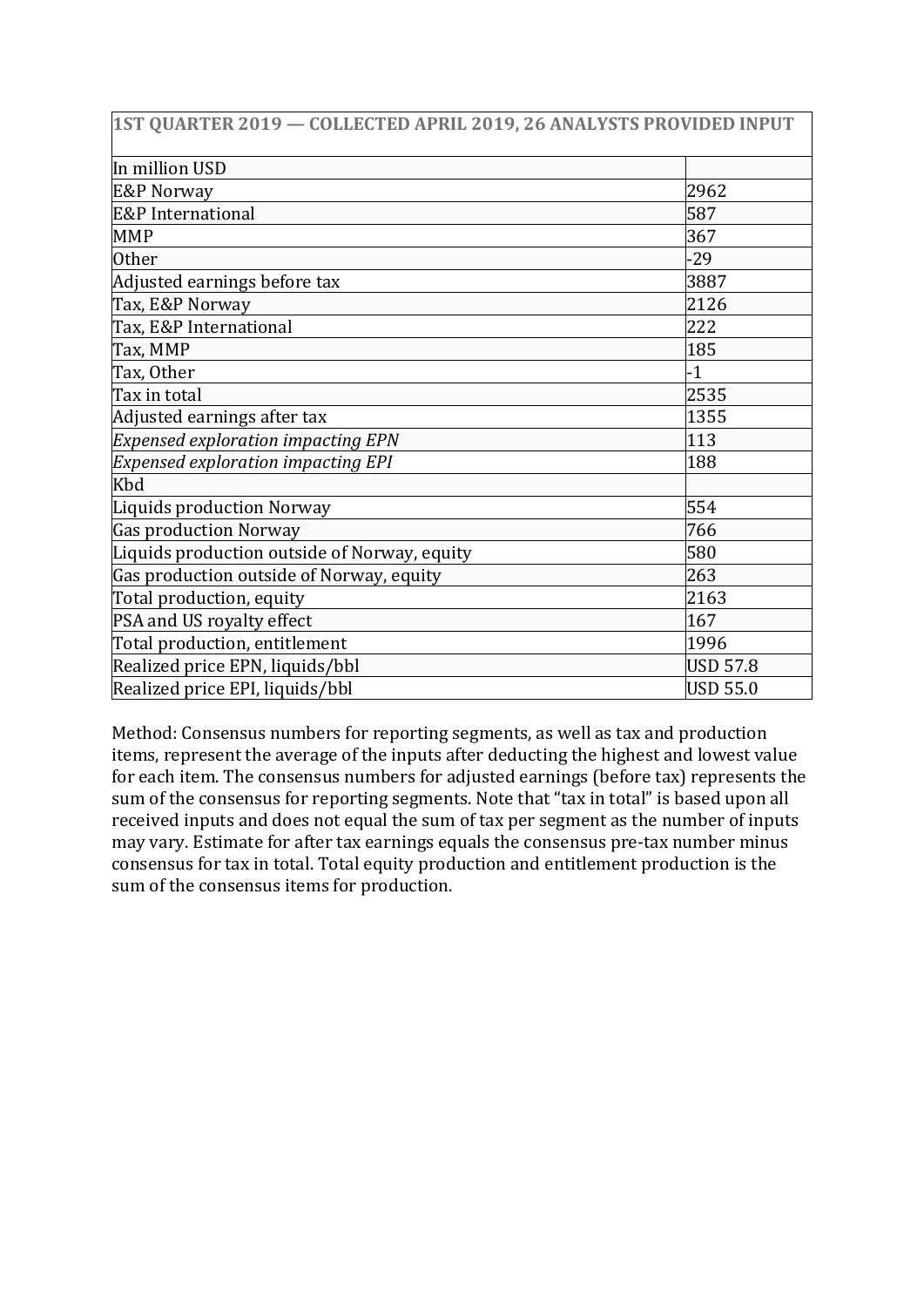| 1ST QUARTER 2019 — COLLECTED APRIL 2019, 26 ANALYSTS PROVIDED INPUT | |
|---|---|
| In million USD | |
| E&P Norway | 2962 |
| E&P International | 587 |
| MMP | 367 |
| Other | -29 |
| Adjusted earnings before tax | 3887 |
| Tax, E&P Norway | 2126 |
| Tax, E&P International | 222 |
| Tax, MMP | 185 |
| Tax, Other | -1 |
| Tax in total | 2535 |
| Adjusted earnings after tax | 1355 |
| *Expensed exploration impacting EPN* | 113 |
| *Expensed exploration impacting EPI* | 188 |
| Kbd | |
| Liquids production Norway | 554 |
| Gas production Norway | 766 |
| Liquids production outside of Norway, equity | 580 |
| Gas production outside of Norway, equity | 263 |
| Total production, equity | 2163 |
| PSA and US royalty effect | 167 |
| Total production, entitlement | 1996 |
| Realized price EPN, liquids/bbl | USD 57.8 |
| Realized price EPI, liquids/bbl | USD 55.0 |

Method: Consensus numbers for reporting segments, as well as tax and production items, represent the average of the inputs after deducting the highest and lowest value for each item. The consensus numbers for adjusted earnings (before tax) represents the sum of the consensus for reporting segments. Note that "tax in total" is based upon all received inputs and does not equal the sum of tax per segment as the number of inputs may vary. Estimate for after tax earnings equals the consensus pre-tax number minus consensus for tax in total. Total equity production and entitlement production is the sum of the consensus items for production.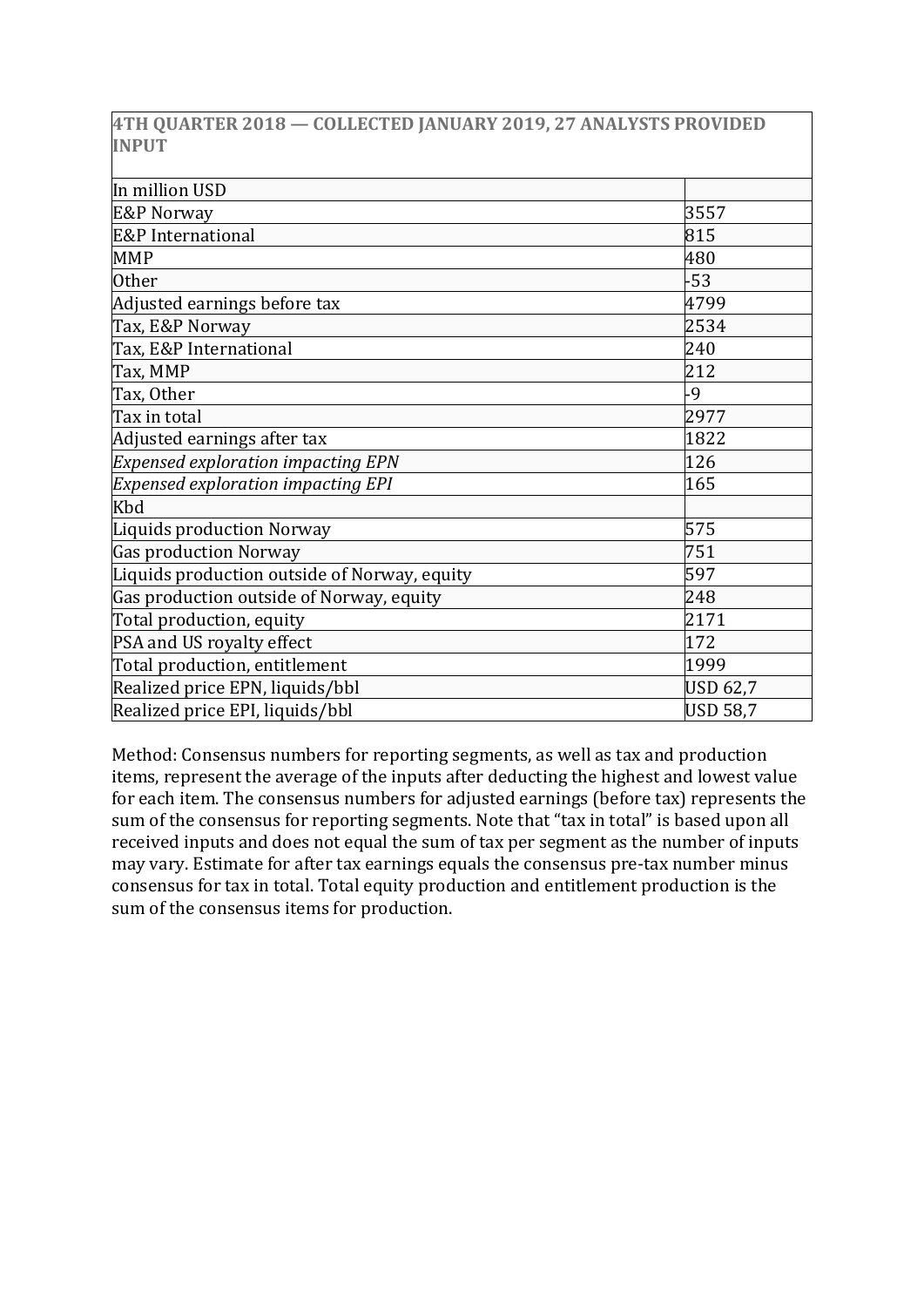| 4TH QUARTER 2018 — COLLECTED JANUARY 2019, 27 ANALYSTS PROVIDED INPUT | |
|---|---|
| In million USD | |
| E&P Norway | 3557 |
| E&P International | 815 |
| MMP | 480 |
| Other | -53 |
| Adjusted earnings before tax | 4799 |
| Tax, E&P Norway | 2534 |
| Tax, E&P International | 240 |
| Tax, MMP | 212 |
| Tax, Other | -9 |
| Tax in total | 2977 |
| Adjusted earnings after tax | 1822 |
| *Expensed exploration impacting EPN* | 126 |
| *Expensed exploration impacting EPI* | 165 |
| Kbd | |
| Liquids production Norway | 575 |
| Gas production Norway | 751 |
| Liquids production outside of Norway, equity | 597 |
| Gas production outside of Norway, equity | 248 |
| Total production, equity | 2171 |
| PSA and US royalty effect | 172 |
| Total production, entitlement | 1999 |
| Realized price EPN, liquids/bbl | USD 62,7 |
| Realized price EPI, liquids/bbl | USD 58,7 |

Method: Consensus numbers for reporting segments, as well as tax and production items, represent the average of the inputs after deducting the highest and lowest value for each item. The consensus numbers for adjusted earnings (before tax) represents the sum of the consensus for reporting segments. Note that "tax in total" is based upon all received inputs and does not equal the sum of tax per segment as the number of inputs may vary. Estimate for after tax earnings equals the consensus pre-tax number minus consensus for tax in total. Total equity production and entitlement production is the sum of the consensus items for production.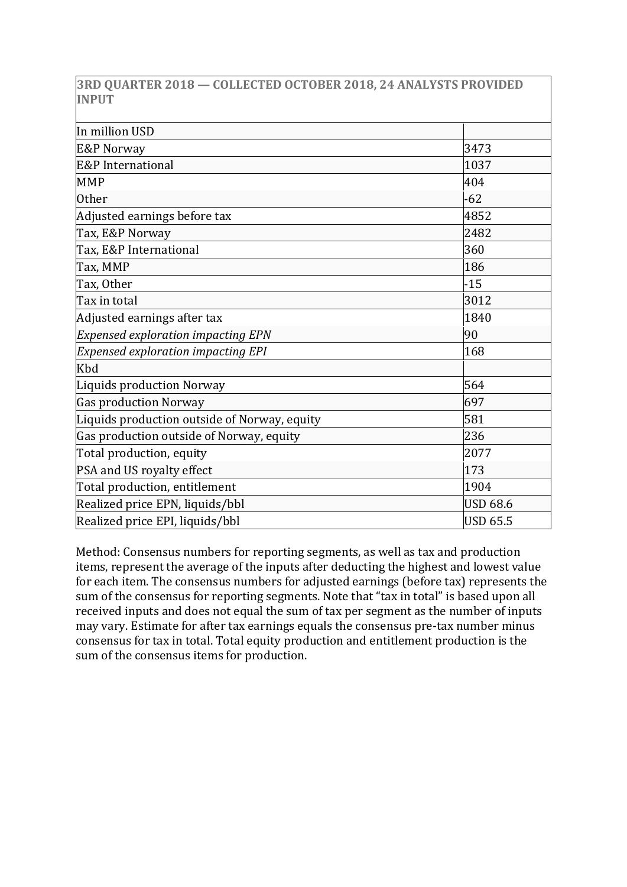| 3RD QUARTER 2018 — COLLECTED OCTOBER 2018, 24 ANALYSTS PROVIDED INPUT | |
|---|---|
| In million USD | |
| E&P Norway | 3473 |
| E&P International | 1037 |
| MMP | 404 |
| Other | -62 |
| Adjusted earnings before tax | 4852 |
| Tax, E&P Norway | 2482 |
| Tax, E&P International | 360 |
| Tax, MMP | 186 |
| Tax, Other | -15 |
| Tax in total | 3012 |
| Adjusted earnings after tax | 1840 |
| *Expensed exploration impacting EPN* | 90 |
| *Expensed exploration impacting EPI* | 168 |
| Kbd | |
| Liquids production Norway | 564 |
| Gas production Norway | 697 |
| Liquids production outside of Norway, equity | 581 |
| Gas production outside of Norway, equity | 236 |
| Total production, equity | 2077 |
| PSA and US royalty effect | 173 |
| Total production, entitlement | 1904 |
| Realized price EPN, liquids/bbl | USD 68.6 |
| Realized price EPI, liquids/bbl | USD 65.5 |

Method: Consensus numbers for reporting segments, as well as tax and production items, represent the average of the inputs after deducting the highest and lowest value for each item. The consensus numbers for adjusted earnings (before tax) represents the sum of the consensus for reporting segments. Note that "tax in total" is based upon all received inputs and does not equal the sum of tax per segment as the number of inputs may vary. Estimate for after tax earnings equals the consensus pre-tax number minus consensus for tax in total. Total equity production and entitlement production is the sum of the consensus items for production.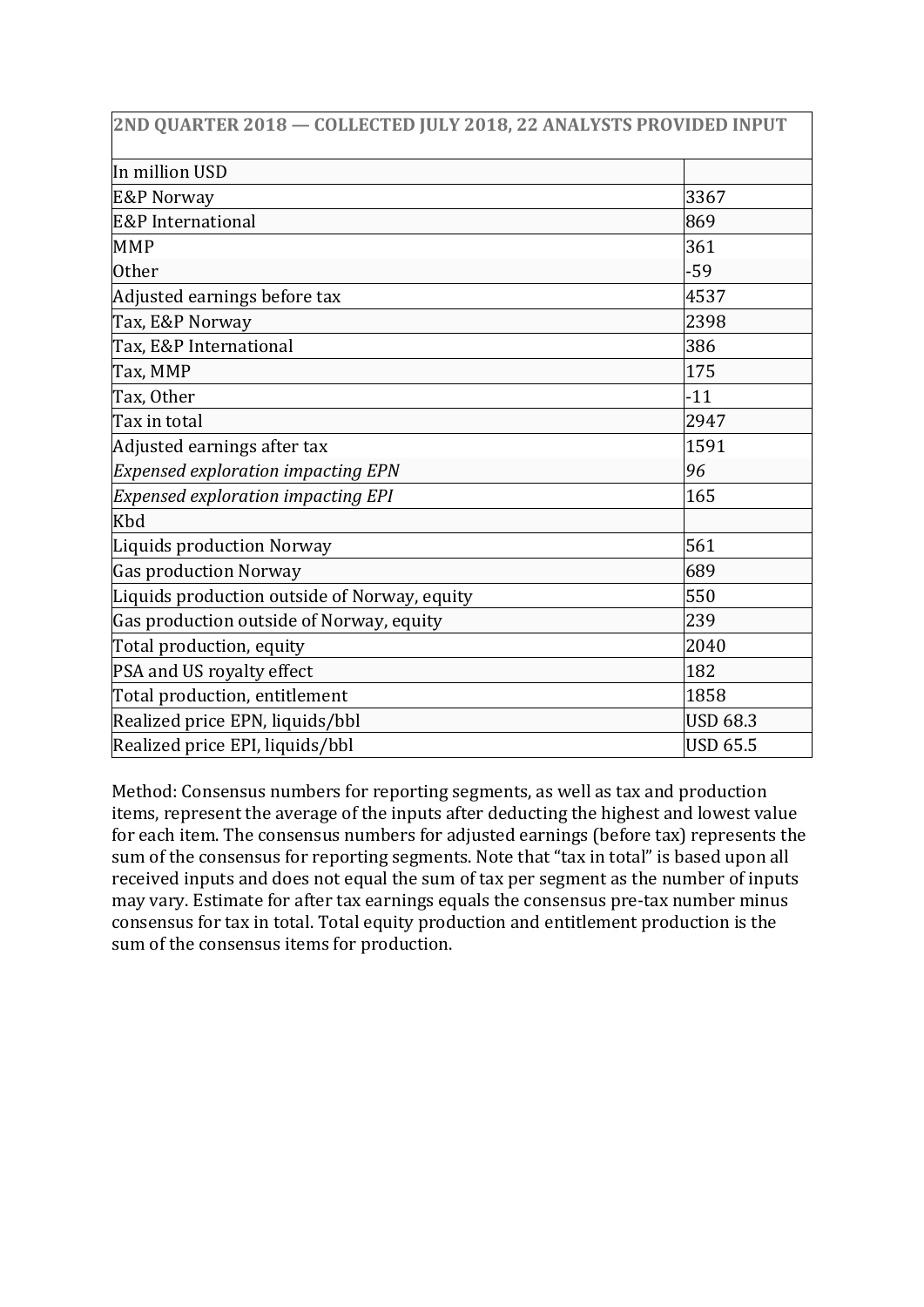| 2ND QUARTER 2018 — COLLECTED JULY 2018, 22 ANALYSTS PROVIDED INPUT | |
|---|---|
| In million USD | |
| E&P Norway | 3367 |
| E&P International | 869 |
| MMP | 361 |
| Other | -59 |
| Adjusted earnings before tax | 4537 |
| Tax, E&P Norway | 2398 |
| Tax, E&P International | 386 |
| Tax, MMP | 175 |
| Tax, Other | -11 |
| Tax in total | 2947 |
| Adjusted earnings after tax | 1591 |
| *Expensed exploration impacting EPN* | *96* |
| *Expensed exploration impacting EPI* | 165 |
| Kbd | |
| Liquids production Norway | 561 |
| Gas production Norway | 689 |
| Liquids production outside of Norway, equity | 550 |
| Gas production outside of Norway, equity | 239 |
| Total production, equity | 2040 |
| PSA and US royalty effect | 182 |
| Total production, entitlement | 1858 |
| Realized price EPN, liquids/bbl | USD 68.3 |
| Realized price EPI, liquids/bbl | USD 65.5 |

Method: Consensus numbers for reporting segments, as well as tax and production items, represent the average of the inputs after deducting the highest and lowest value for each item. The consensus numbers for adjusted earnings (before tax) represents the sum of the consensus for reporting segments. Note that "tax in total" is based upon all received inputs and does not equal the sum of tax per segment as the number of inputs may vary. Estimate for after tax earnings equals the consensus pre-tax number minus consensus for tax in total. Total equity production and entitlement production is the sum of the consensus items for production.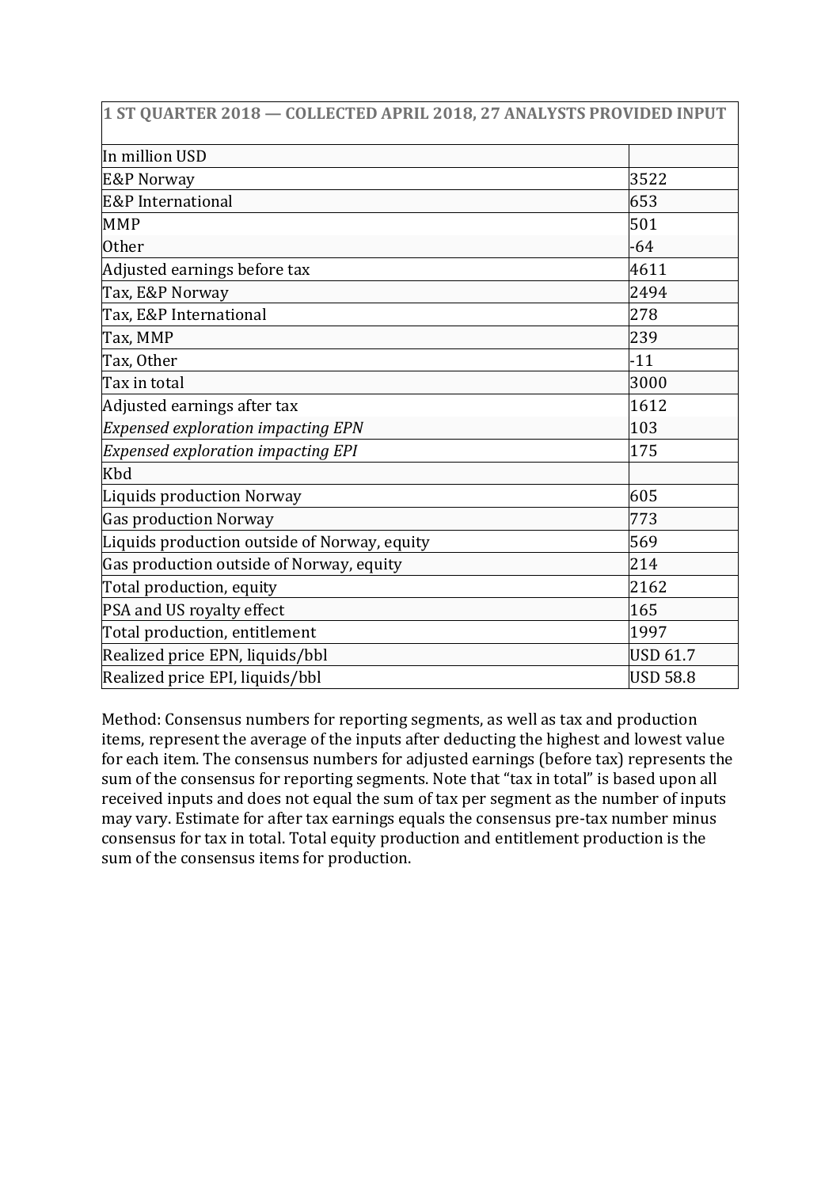| 1 ST QUARTER 2018 — COLLECTED APRIL 2018, 27 ANALYSTS PROVIDED INPUT | |
|---|---|
| In million USD | |
| E&P Norway | 3522 |
| E&P International | 653 |
| MMP | 501 |
| Other | -64 |
| Adjusted earnings before tax | 4611 |
| Tax, E&P Norway | 2494 |
| Tax, E&P International | 278 |
| Tax, MMP | 239 |
| Tax, Other | -11 |
| Tax in total | 3000 |
| Adjusted earnings after tax | 1612 |
| *Expensed exploration impacting EPN* | 103 |
| *Expensed exploration impacting EPI* | 175 |
| Kbd | |
| Liquids production Norway | 605 |
| Gas production Norway | 773 |
| Liquids production outside of Norway, equity | 569 |
| Gas production outside of Norway, equity | 214 |
| Total production, equity | 2162 |
| PSA and US royalty effect | 165 |
| Total production, entitlement | 1997 |
| Realized price EPN, liquids/bbl | USD 61.7 |
| Realized price EPI, liquids/bbl | USD 58.8 |

Method: Consensus numbers for reporting segments, as well as tax and production items, represent the average of the inputs after deducting the highest and lowest value for each item. The consensus numbers for adjusted earnings (before tax) represents the sum of the consensus for reporting segments. Note that "tax in total" is based upon all received inputs and does not equal the sum of tax per segment as the number of inputs may vary. Estimate for after tax earnings equals the consensus pre-tax number minus consensus for tax in total. Total equity production and entitlement production is the sum of the consensus items for production.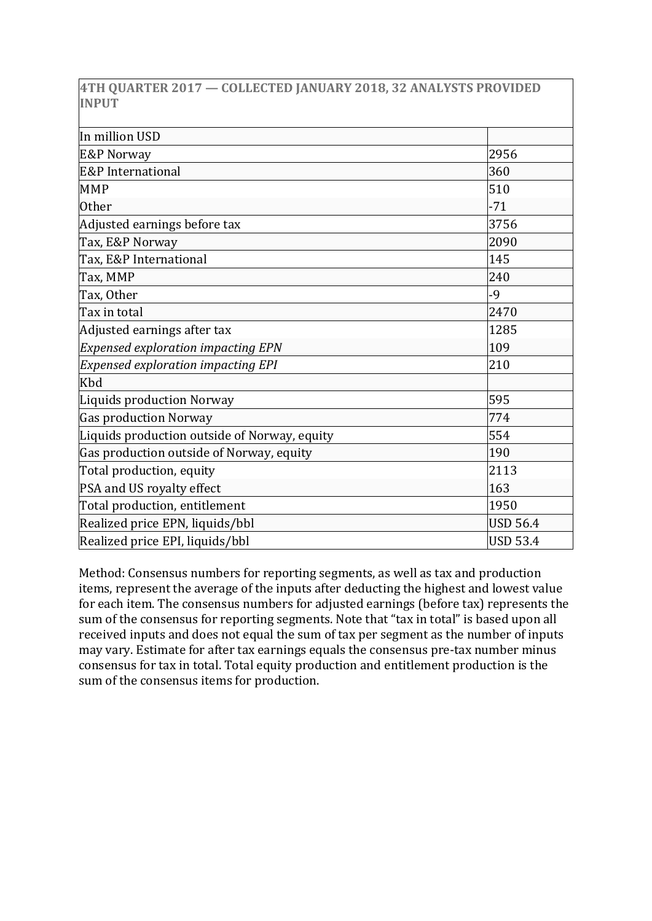| 4TH QUARTER 2017 — COLLECTED JANUARY 2018, 32 ANALYSTS PROVIDED INPUT | |
| --- | --- |
| In million USD | |
| E&P Norway | 2956 |
| E&P International | 360 |
| MMP | 510 |
| Other | -71 |
| Adjusted earnings before tax | 3756 |
| Tax, E&P Norway | 2090 |
| Tax, E&P International | 145 |
| Tax, MMP | 240 |
| Tax, Other | -9 |
| Tax in total | 2470 |
| Adjusted earnings after tax | 1285 |
| *Expensed exploration impacting EPN* | 109 |
| *Expensed exploration impacting EPI* | 210 |
| Kbd | |
| Liquids production Norway | 595 |
| Gas production Norway | 774 |
| Liquids production outside of Norway, equity | 554 |
| Gas production outside of Norway, equity | 190 |
| Total production, equity | 2113 |
| PSA and US royalty effect | 163 |
| Total production, entitlement | 1950 |
| Realized price EPN, liquids/bbl | USD 56.4 |
| Realized price EPI, liquids/bbl | USD 53.4 |

Method: Consensus numbers for reporting segments, as well as tax and production items, represent the average of the inputs after deducting the highest and lowest value for each item. The consensus numbers for adjusted earnings (before tax) represents the sum of the consensus for reporting segments. Note that "tax in total" is based upon all received inputs and does not equal the sum of tax per segment as the number of inputs may vary. Estimate for after tax earnings equals the consensus pre-tax number minus consensus for tax in total. Total equity production and entitlement production is the sum of the consensus items for production.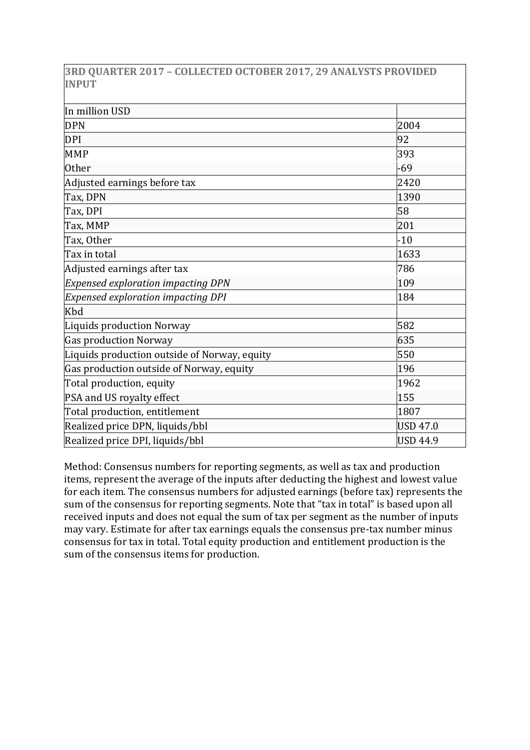| 3RD QUARTER 2017 – COLLECTED OCTOBER 2017, 29 ANALYSTS PROVIDED INPUT | |
|---|---|
| In million USD | |
| DPN | 2004 |
| DPI | 92 |
| MMP | 393 |
| Other | -69 |
| Adjusted earnings before tax | 2420 |
| Tax, DPN | 1390 |
| Tax, DPI | 58 |
| Tax, MMP | 201 |
| Tax, Other | -10 |
| Tax in total | 1633 |
| Adjusted earnings after tax | 786 |
| *Expensed exploration impacting DPN* | 109 |
| *Expensed exploration impacting DPI* | 184 |
| Kbd | |
| Liquids production Norway | 582 |
| Gas production Norway | 635 |
| Liquids production outside of Norway, equity | 550 |
| Gas production outside of Norway, equity | 196 |
| Total production, equity | 1962 |
| PSA and US royalty effect | 155 |
| Total production, entitlement | 1807 |
| Realized price DPN, liquids/bbl | USD 47.0 |
| Realized price DPI, liquids/bbl | USD 44.9 |

Method: Consensus numbers for reporting segments, as well as tax and production items, represent the average of the inputs after deducting the highest and lowest value for each item. The consensus numbers for adjusted earnings (before tax) represents the sum of the consensus for reporting segments. Note that "tax in total" is based upon all received inputs and does not equal the sum of tax per segment as the number of inputs may vary. Estimate for after tax earnings equals the consensus pre-tax number minus consensus for tax in total. Total equity production and entitlement production is the sum of the consensus items for production.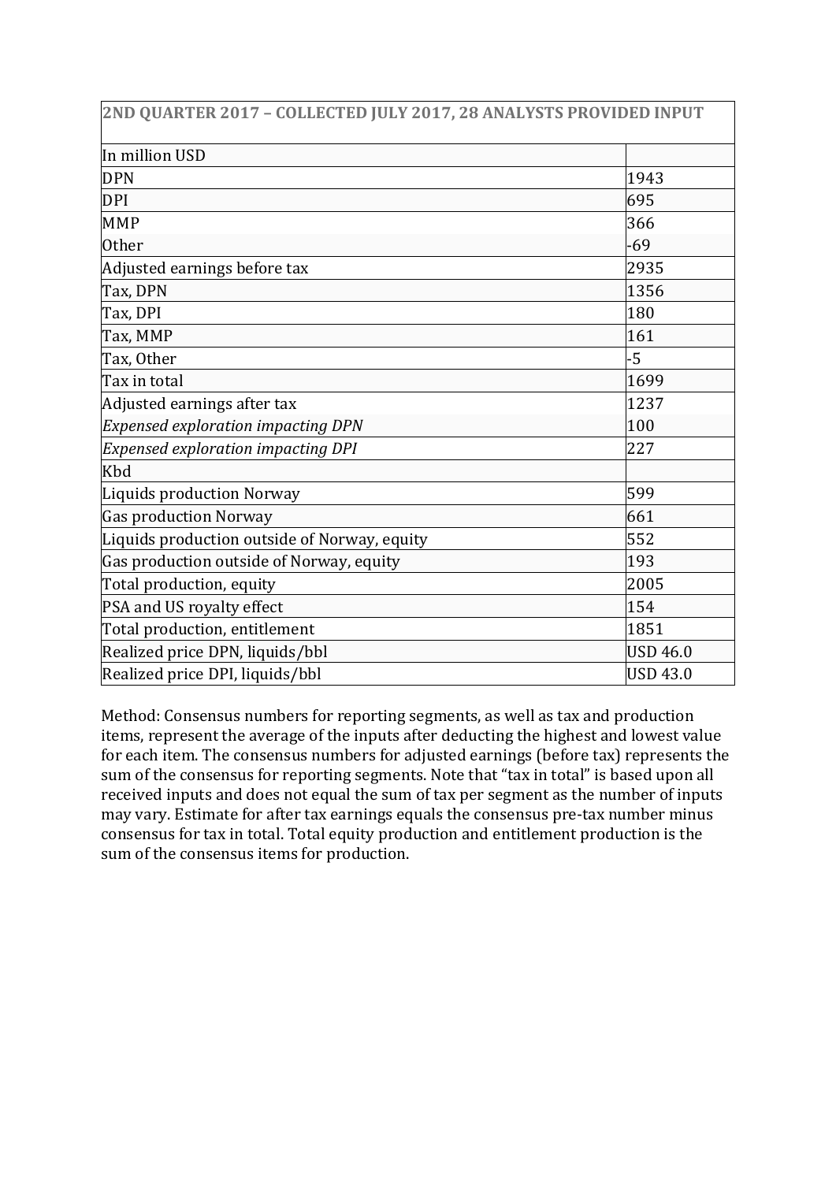| 2ND QUARTER 2017 – COLLECTED JULY 2017, 28 ANALYSTS PROVIDED INPUT | |
|---|---|
| In million USD | |
| DPN | 1943 |
| DPI | 695 |
| MMP | 366 |
| Other | -69 |
| Adjusted earnings before tax | 2935 |
| Tax, DPN | 1356 |
| Tax, DPI | 180 |
| Tax, MMP | 161 |
| Tax, Other | -5 |
| Tax in total | 1699 |
| Adjusted earnings after tax | 1237 |
| *Expensed exploration impacting DPN* | 100 |
| *Expensed exploration impacting DPI* | 227 |
| Kbd | |
| Liquids production Norway | 599 |
| Gas production Norway | 661 |
| Liquids production outside of Norway, equity | 552 |
| Gas production outside of Norway, equity | 193 |
| Total production, equity | 2005 |
| PSA and US royalty effect | 154 |
| Total production, entitlement | 1851 |
| Realized price DPN, liquids/bbl | USD 46.0 |
| Realized price DPI, liquids/bbl | USD 43.0 |

Method: Consensus numbers for reporting segments, as well as tax and production items, represent the average of the inputs after deducting the highest and lowest value for each item. The consensus numbers for adjusted earnings (before tax) represents the sum of the consensus for reporting segments. Note that "tax in total" is based upon all received inputs and does not equal the sum of tax per segment as the number of inputs may vary. Estimate for after tax earnings equals the consensus pre-tax number minus consensus for tax in total. Total equity production and entitlement production is the sum of the consensus items for production.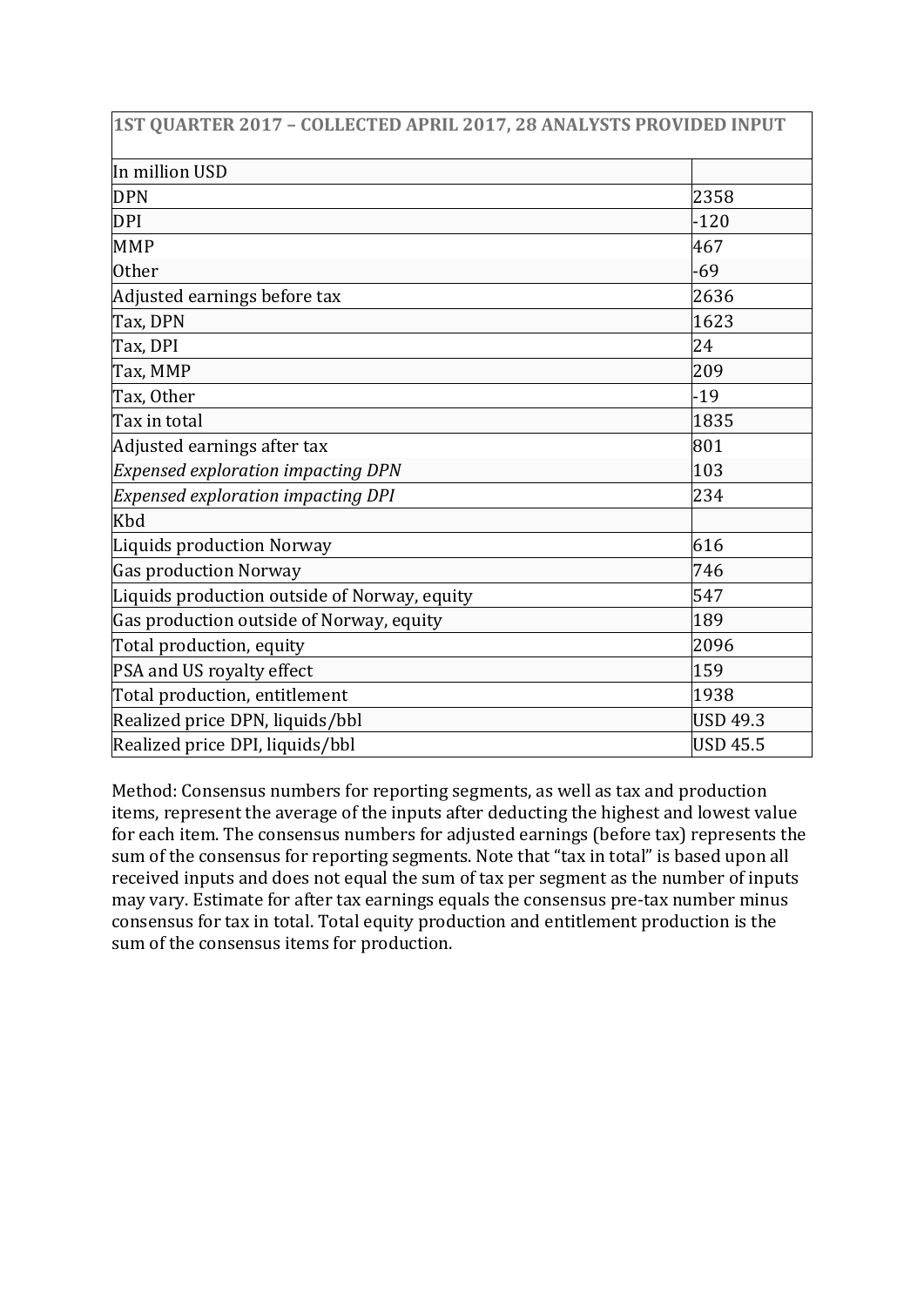| 1ST QUARTER 2017 – COLLECTED APRIL 2017, 28 ANALYSTS PROVIDED INPUT | |
|---|---|
| In million USD | |
| DPN | 2358 |
| DPI | -120 |
| MMP | 467 |
| Other | -69 |
| Adjusted earnings before tax | 2636 |
| Tax, DPN | 1623 |
| Tax, DPI | 24 |
| Tax, MMP | 209 |
| Tax, Other | -19 |
| Tax in total | 1835 |
| Adjusted earnings after tax | 801 |
| *Expensed exploration impacting DPN* | 103 |
| *Expensed exploration impacting DPI* | 234 |
| Kbd | |
| Liquids production Norway | 616 |
| Gas production Norway | 746 |
| Liquids production outside of Norway, equity | 547 |
| Gas production outside of Norway, equity | 189 |
| Total production, equity | 2096 |
| PSA and US royalty effect | 159 |
| Total production, entitlement | 1938 |
| Realized price DPN, liquids/bbl | USD 49.3 |
| Realized price DPI, liquids/bbl | USD 45.5 |

Method: Consensus numbers for reporting segments, as well as tax and production items, represent the average of the inputs after deducting the highest and lowest value for each item. The consensus numbers for adjusted earnings (before tax) represents the sum of the consensus for reporting segments. Note that "tax in total" is based upon all received inputs and does not equal the sum of tax per segment as the number of inputs may vary. Estimate for after tax earnings equals the consensus pre-tax number minus consensus for tax in total. Total equity production and entitlement production is the sum of the consensus items for production.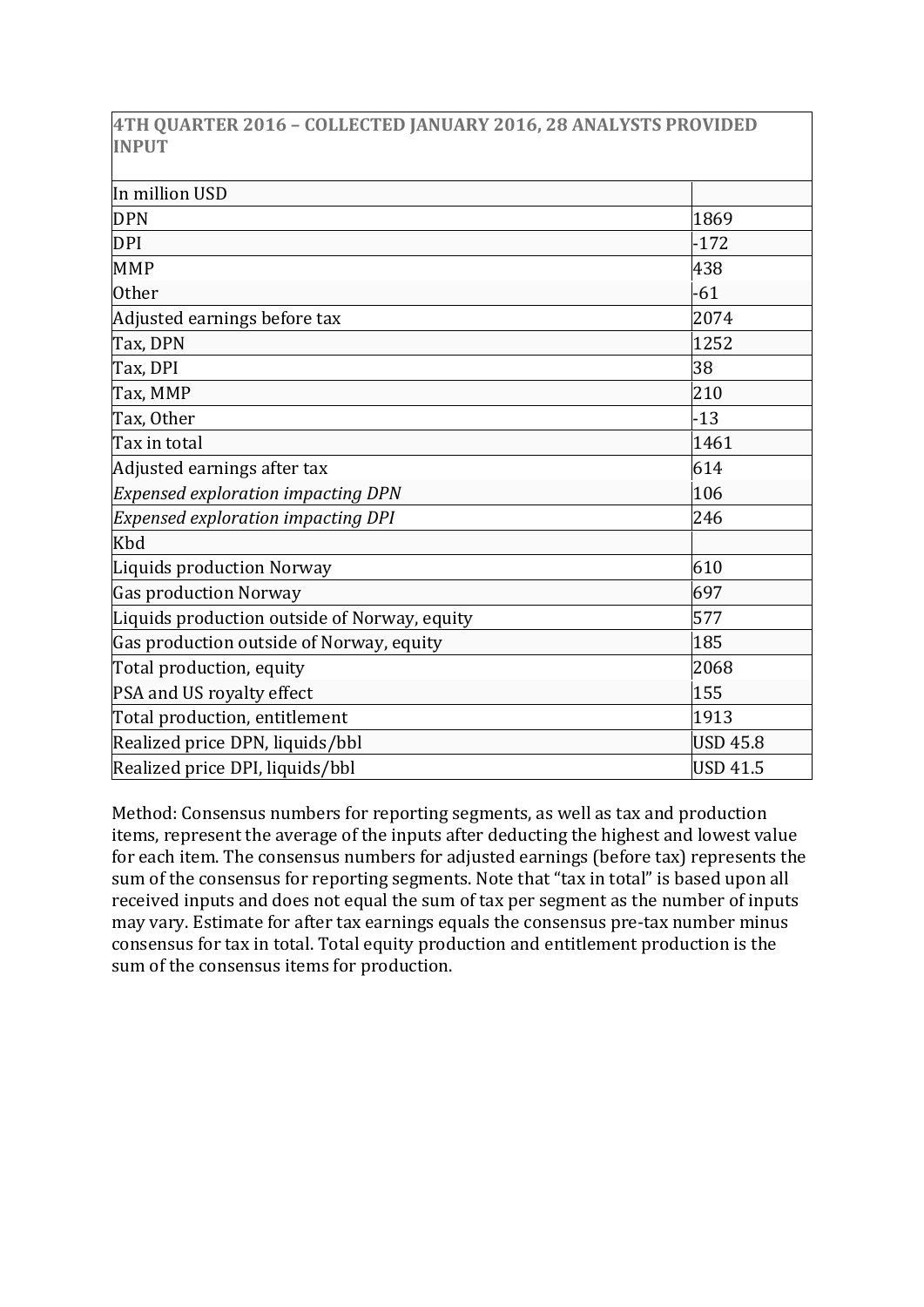| 4TH QUARTER 2016 – COLLECTED JANUARY 2016, 28 ANALYSTS PROVIDED INPUT | |
|---|---|
| In million USD | |
| DPN | 1869 |
| DPI | -172 |
| MMP | 438 |
| Other | -61 |
| Adjusted earnings before tax | 2074 |
| Tax, DPN | 1252 |
| Tax, DPI | 38 |
| Tax, MMP | 210 |
| Tax, Other | -13 |
| Tax in total | 1461 |
| Adjusted earnings after tax | 614 |
| *Expensed exploration impacting DPN* | 106 |
| *Expensed exploration impacting DPI* | 246 |
| Kbd | |
| Liquids production Norway | 610 |
| Gas production Norway | 697 |
| Liquids production outside of Norway, equity | 577 |
| Gas production outside of Norway, equity | 185 |
| Total production, equity | 2068 |
| PSA and US royalty effect | 155 |
| Total production, entitlement | 1913 |
| Realized price DPN, liquids/bbl | USD 45.8 |
| Realized price DPI, liquids/bbl | USD 41.5 |

Method: Consensus numbers for reporting segments, as well as tax and production items, represent the average of the inputs after deducting the highest and lowest value for each item. The consensus numbers for adjusted earnings (before tax) represents the sum of the consensus for reporting segments. Note that "tax in total" is based upon all received inputs and does not equal the sum of tax per segment as the number of inputs may vary. Estimate for after tax earnings equals the consensus pre-tax number minus consensus for tax in total. Total equity production and entitlement production is the sum of the consensus items for production.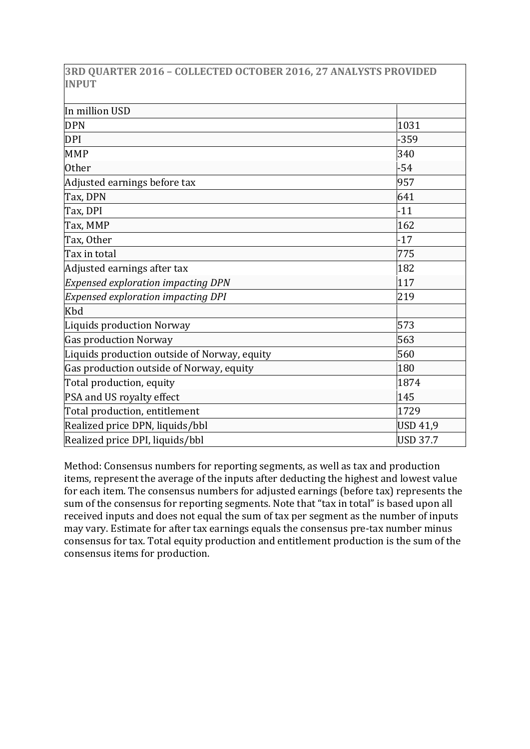| 3RD QUARTER 2016 – COLLECTED OCTOBER 2016, 27 ANALYSTS PROVIDED INPUT | |
|---|---|
| In million USD | |
| DPN | 1031 |
| DPI | -359 |
| MMP | 340 |
| Other | -54 |
| Adjusted earnings before tax | 957 |
| Tax, DPN | 641 |
| Tax, DPI | -11 |
| Tax, MMP | 162 |
| Tax, Other | -17 |
| Tax in total | 775 |
| Adjusted earnings after tax | 182 |
| *Expensed exploration impacting DPN* | 117 |
| *Expensed exploration impacting DPI* | 219 |
| Kbd | |
| Liquids production Norway | 573 |
| Gas production Norway | 563 |
| Liquids production outside of Norway, equity | 560 |
| Gas production outside of Norway, equity | 180 |
| Total production, equity | 1874 |
| PSA and US royalty effect | 145 |
| Total production, entitlement | 1729 |
| Realized price DPN, liquids/bbl | USD 41,9 |
| Realized price DPI, liquids/bbl | USD 37.7 |

Method: Consensus numbers for reporting segments, as well as tax and production items, represent the average of the inputs after deducting the highest and lowest value for each item. The consensus numbers for adjusted earnings (before tax) represents the sum of the consensus for reporting segments. Note that "tax in total" is based upon all received inputs and does not equal the sum of tax per segment as the number of inputs may vary. Estimate for after tax earnings equals the consensus pre-tax number minus consensus for tax. Total equity production and entitlement production is the sum of the consensus items for production.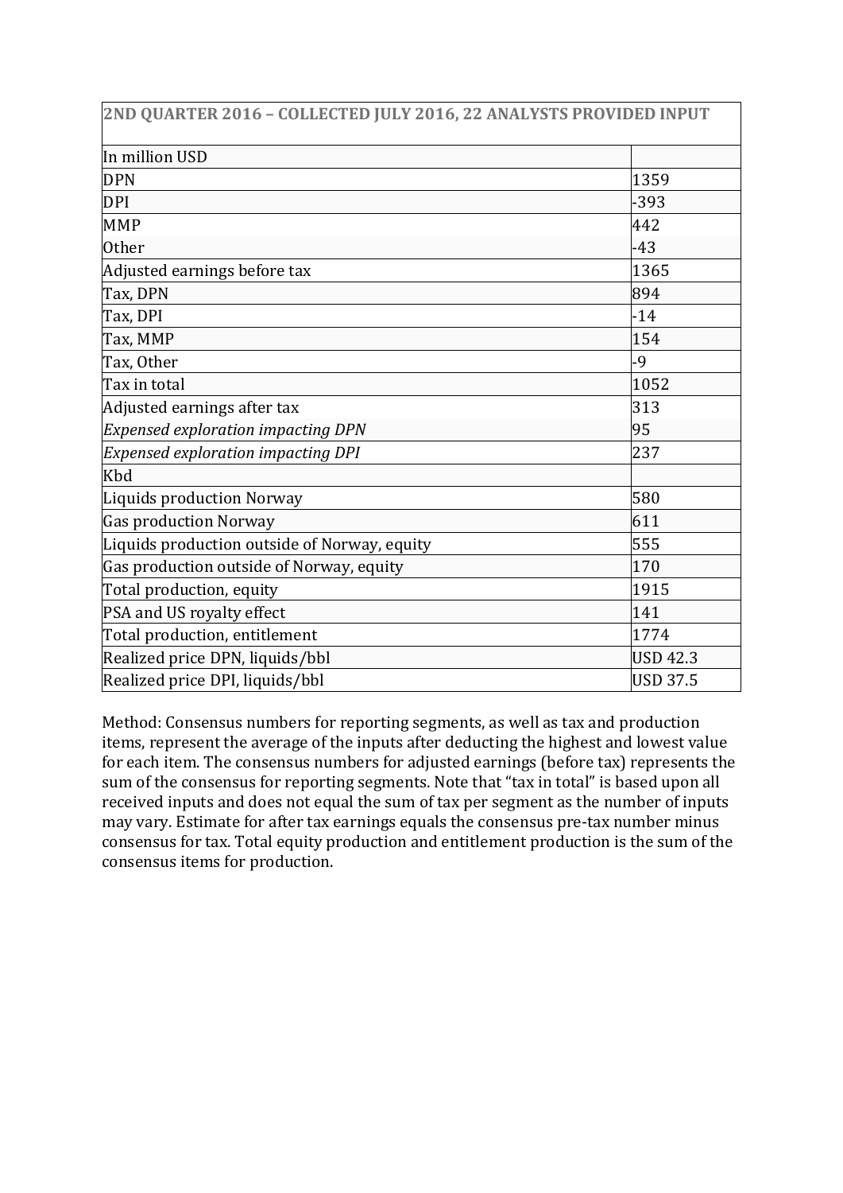| 2ND QUARTER 2016 – COLLECTED JULY 2016, 22 ANALYSTS PROVIDED INPUT | |
|---|---|
| In million USD | |
| DPN | 1359 |
| DPI | -393 |
| MMP | 442 |
| Other | -43 |
| Adjusted earnings before tax | 1365 |
| Tax, DPN | 894 |
| Tax, DPI | -14 |
| Tax, MMP | 154 |
| Tax, Other | -9 |
| Tax in total | 1052 |
| Adjusted earnings after tax | 313 |
| *Expensed exploration impacting DPN* | 95 |
| *Expensed exploration impacting DPI* | 237 |
| Kbd | |
| Liquids production Norway | 580 |
| Gas production Norway | 611 |
| Liquids production outside of Norway, equity | 555 |
| Gas production outside of Norway, equity | 170 |
| Total production, equity | 1915 |
| PSA and US royalty effect | 141 |
| Total production, entitlement | 1774 |
| Realized price DPN, liquids/bbl | USD 42.3 |
| Realized price DPI, liquids/bbl | USD 37.5 |

Method: Consensus numbers for reporting segments, as well as tax and production items, represent the average of the inputs after deducting the highest and lowest value for each item. The consensus numbers for adjusted earnings (before tax) represents the sum of the consensus for reporting segments. Note that "tax in total" is based upon all received inputs and does not equal the sum of tax per segment as the number of inputs may vary. Estimate for after tax earnings equals the consensus pre-tax number minus consensus for tax. Total equity production and entitlement production is the sum of the consensus items for production.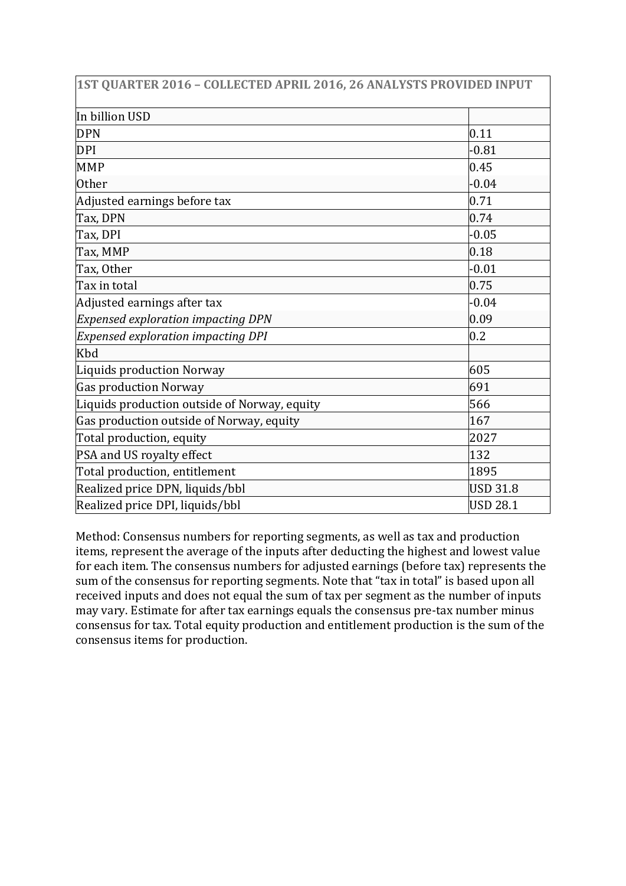| 1ST QUARTER 2016 – COLLECTED APRIL 2016, 26 ANALYSTS PROVIDED INPUT | |
|---|---|
| In billion USD | |
| DPN | 0.11 |
| DPI | -0.81 |
| MMP | 0.45 |
| Other | -0.04 |
| Adjusted earnings before tax | 0.71 |
| Tax, DPN | 0.74 |
| Tax, DPI | -0.05 |
| Tax, MMP | 0.18 |
| Tax, Other | -0.01 |
| Tax in total | 0.75 |
| Adjusted earnings after tax | -0.04 |
| *Expensed exploration impacting DPN* | 0.09 |
| *Expensed exploration impacting DPI* | 0.2 |
| Kbd | |
| Liquids production Norway | 605 |
| Gas production Norway | 691 |
| Liquids production outside of Norway, equity | 566 |
| Gas production outside of Norway, equity | 167 |
| Total production, equity | 2027 |
| PSA and US royalty effect | 132 |
| Total production, entitlement | 1895 |
| Realized price DPN, liquids/bbl | USD 31.8 |
| Realized price DPI, liquids/bbl | USD 28.1 |

Method: Consensus numbers for reporting segments, as well as tax and production items, represent the average of the inputs after deducting the highest and lowest value for each item. The consensus numbers for adjusted earnings (before tax) represents the sum of the consensus for reporting segments. Note that "tax in total" is based upon all received inputs and does not equal the sum of tax per segment as the number of inputs may vary. Estimate for after tax earnings equals the consensus pre-tax number minus consensus for tax. Total equity production and entitlement production is the sum of the consensus items for production.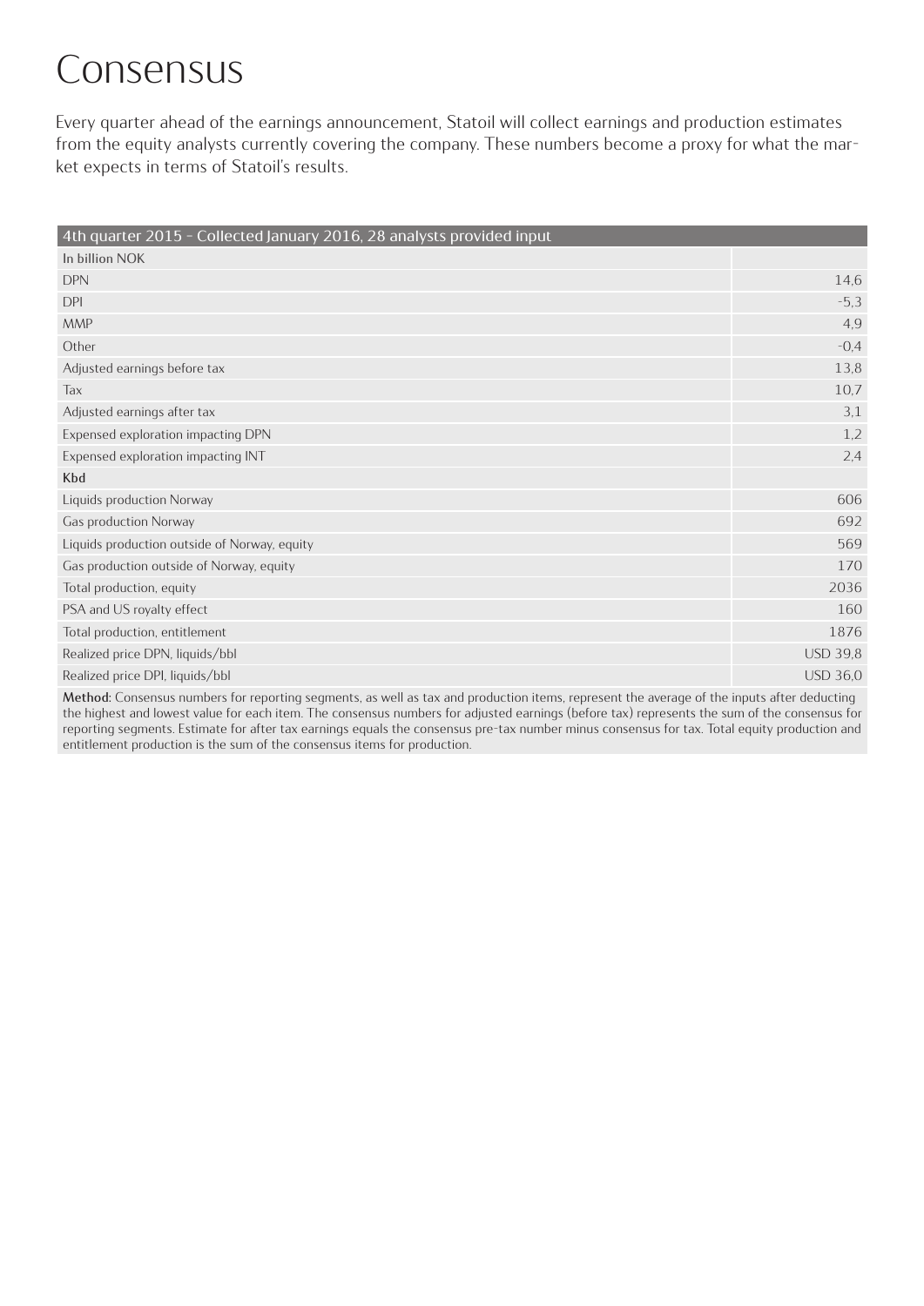# Consensus

Every quarter ahead of the earnings announcement, Statoil will collect earnings and production estimates from the equity analysts currently covering the company. These numbers become a proxy for what the market expects in terms of Statoil's results.

| 4th quarter 2015 - Collected January 2016, 28 analysts provided input | |
|---|---|
| **In billion NOK** | |
| DPN | 14,6 |
| DPI | -5,3 |
| MMP | 4,9 |
| Other | -0,4 |
| Adjusted earnings before tax | 13,8 |
| Tax | 10,7 |
| Adjusted earnings after tax | 3,1 |
| Expensed exploration impacting DPN | 1,2 |
| Expensed exploration impacting INT | 2,4 |
| **Kbd** | |
| Liquids production Norway | 606 |
| Gas production Norway | 692 |
| Liquids production outside of Norway, equity | 569 |
| Gas production outside of Norway, equity | 170 |
| Total production, equity | 2036 |
| PSA and US royalty effect | 160 |
| Total production, entitlement | 1876 |
| Realized price DPN, liquids/bbl | USD 39,8 |
| Realized price DPI, liquids/bbl | USD 36,0 |

**Method:** Consensus numbers for reporting segments, as well as tax and production items, represent the average of the inputs after deducting the highest and lowest value for each item. The consensus numbers for adjusted earnings (before tax) represents the sum of the consensus for reporting segments. Estimate for after tax earnings equals the consensus pre-tax number minus consensus for tax. Total equity production and entitlement production is the sum of the consensus items for production.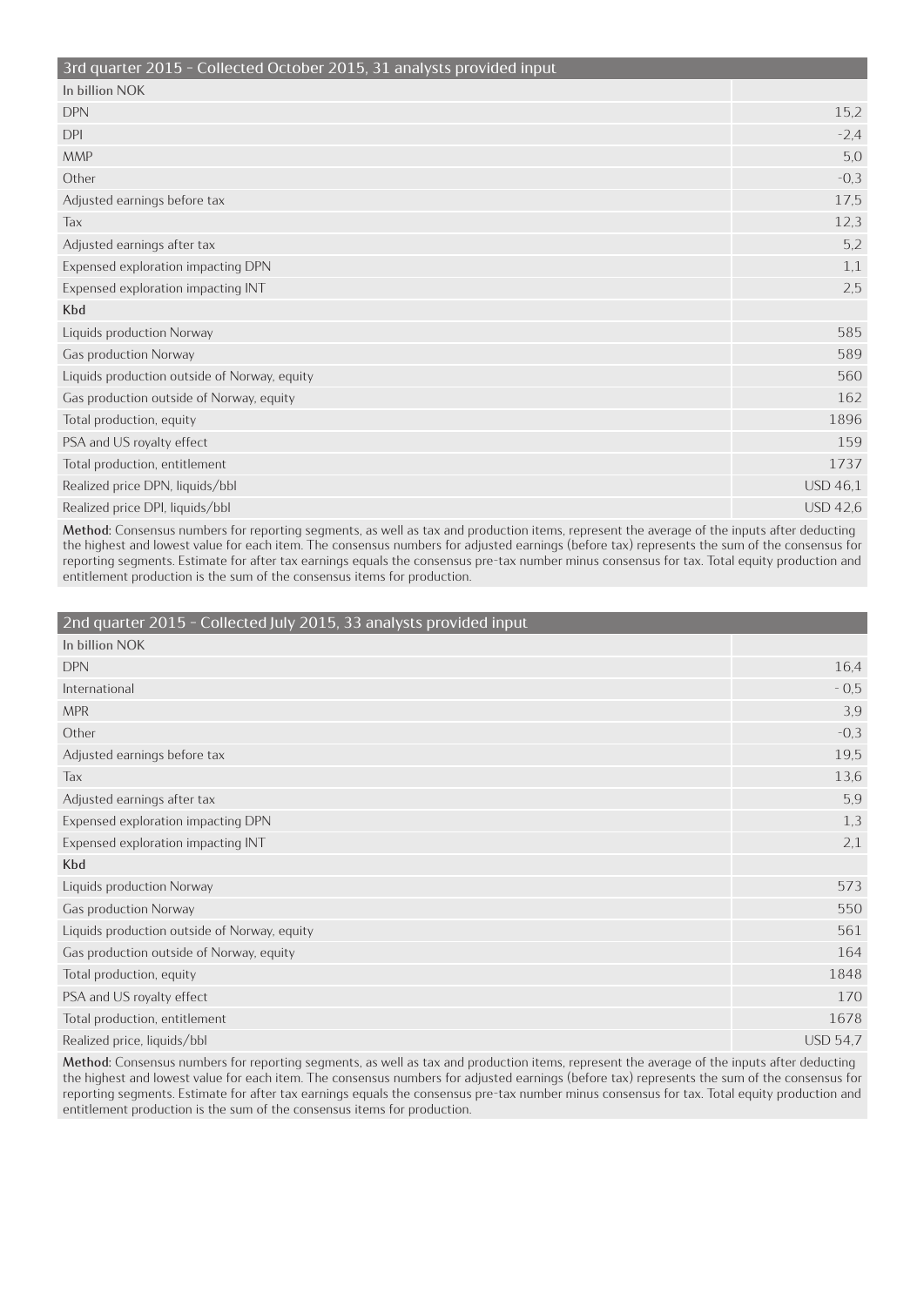| 3rd quarter 2015 - Collected October 2015, 31 analysts provided input | |
|---|---|
| In billion NOK | |
| DPN | 15,2 |
| DPI | -2,4 |
| MMP | 5,0 |
| Other | -0,3 |
| Adjusted earnings before tax | 17,5 |
| Tax | 12,3 |
| Adjusted earnings after tax | 5,2 |
| Expensed exploration impacting DPN | 1,1 |
| Expensed exploration impacting INT | 2,5 |
| **Kbd** | |
| Liquids production Norway | 585 |
| Gas production Norway | 589 |
| Liquids production outside of Norway, equity | 560 |
| Gas production outside of Norway, equity | 162 |
| Total production, equity | 1896 |
| PSA and US royalty effect | 159 |
| Total production, entitlement | 1737 |
| Realized price DPN, liquids/bbl | USD 46,1 |
| Realized price DPI, liquids/bbl | USD 42,6 |

**Method:** Consensus numbers for reporting segments, as well as tax and production items, represent the average of the inputs after deducting the highest and lowest value for each item. The consensus numbers for adjusted earnings (before tax) represents the sum of the consensus for reporting segments. Estimate for after tax earnings equals the consensus pre-tax number minus consensus for tax. Total equity production and entitlement production is the sum of the consensus items for production.

| 2nd quarter 2015 - Collected July 2015, 33 analysts provided input | |
|---|---|
| In billion NOK | |
| DPN | 16,4 |
| International | - 0,5 |
| MPR | 3,9 |
| Other | -0,3 |
| Adjusted earnings before tax | 19,5 |
| Tax | 13,6 |
| Adjusted earnings after tax | 5,9 |
| Expensed exploration impacting DPN | 1,3 |
| Expensed exploration impacting INT | 2,1 |
| **Kbd** | |
| Liquids production Norway | 573 |
| Gas production Norway | 550 |
| Liquids production outside of Norway, equity | 561 |
| Gas production outside of Norway, equity | 164 |
| Total production, equity | 1848 |
| PSA and US royalty effect | 170 |
| Total production, entitlement | 1678 |
| Realized price, liquids/bbl | USD 54,7 |

**Method:** Consensus numbers for reporting segments, as well as tax and production items, represent the average of the inputs after deducting the highest and lowest value for each item. The consensus numbers for adjusted earnings (before tax) represents the sum of the consensus for reporting segments. Estimate for after tax earnings equals the consensus pre-tax number minus consensus for tax. Total equity production and entitlement production is the sum of the consensus items for production.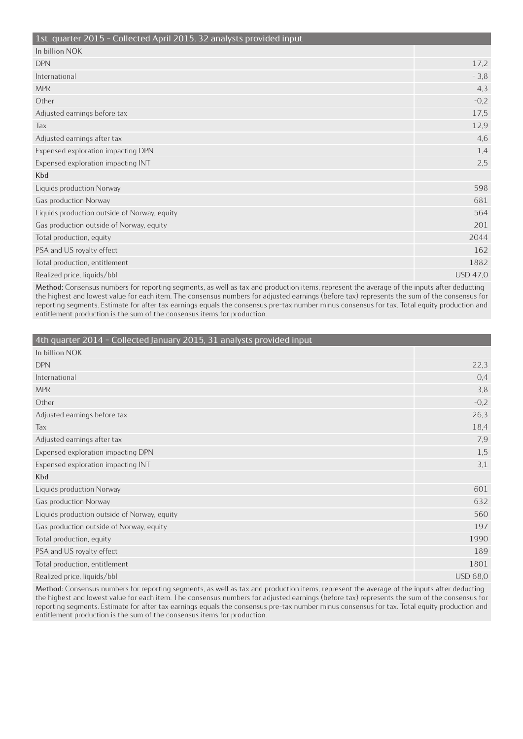| 1st quarter 2015 - Collected April 2015, 32 analysts provided input | |
|---|---|
| In billion NOK | |
| DPN | 17,2 |
| International | - 3,8 |
| MPR | 4,3 |
| Other | -0,2 |
| Adjusted earnings before tax | 17,5 |
| Tax | 12,9 |
| Adjusted earnings after tax | 4,6 |
| Expensed exploration impacting DPN | 1,4 |
| Expensed exploration impacting INT | 2,5 |
| **Kbd** | |
| Liquids production Norway | 598 |
| Gas production Norway | 681 |
| Liquids production outside of Norway, equity | 564 |
| Gas production outside of Norway, equity | 201 |
| Total production, equity | 2044 |
| PSA and US royalty effect | 162 |
| Total production, entitlement | 1882 |
| Realized price, liquids/bbl | USD 47,0 |

**Method:** Consensus numbers for reporting segments, as well as tax and production items, represent the average of the inputs after deducting the highest and lowest value for each item. The consensus numbers for adjusted earnings (before tax) represents the sum of the consensus for reporting segments. Estimate for after tax earnings equals the consensus pre-tax number minus consensus for tax. Total equity production and entitlement production is the sum of the consensus items for production.

| 4th quarter 2014 - Collected January 2015, 31 analysts provided input | |
|---|---|
| In billion NOK | |
| DPN | 22,3 |
| International | 0,4 |
| MPR | 3,8 |
| Other | -0,2 |
| Adjusted earnings before tax | 26,3 |
| Tax | 18,4 |
| Adjusted earnings after tax | 7,9 |
| Expensed exploration impacting DPN | 1,5 |
| Expensed exploration impacting INT | 3,1 |
| **Kbd** | |
| Liquids production Norway | 601 |
| Gas production Norway | 632 |
| Liquids production outside of Norway, equity | 560 |
| Gas production outside of Norway, equity | 197 |
| Total production, equity | 1990 |
| PSA and US royalty effect | 189 |
| Total production, entitlement | 1801 |
| Realized price, liquids/bbl | USD 68,0 |

**Method:** Consensus numbers for reporting segments, as well as tax and production items, represent the average of the inputs after deducting the highest and lowest value for each item. The consensus numbers for adjusted earnings (before tax) represents the sum of the consensus for reporting segments. Estimate for after tax earnings equals the consensus pre-tax number minus consensus for tax. Total equity production and entitlement production is the sum of the consensus items for production.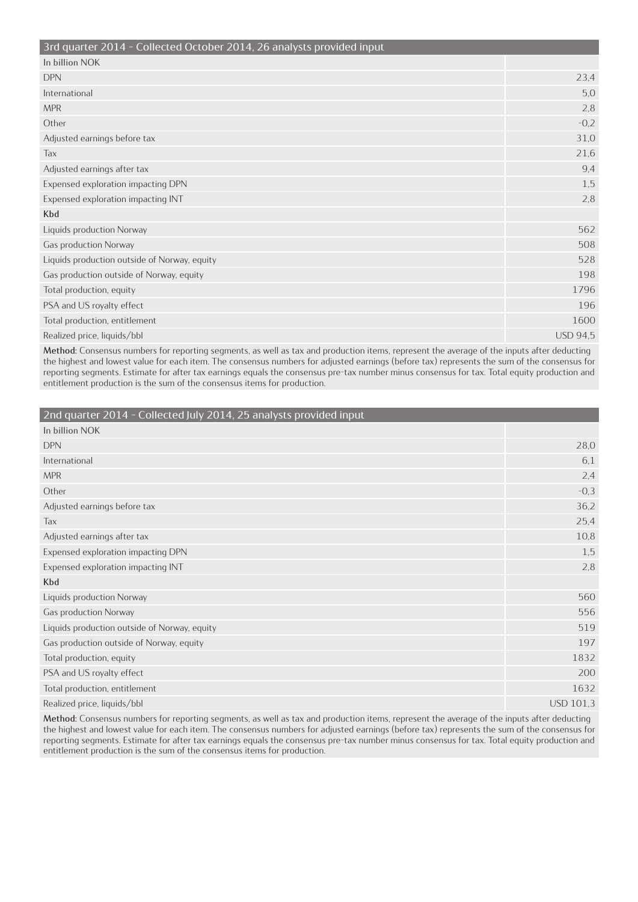| 3rd quarter 2014 - Collected October 2014, 26 analysts provided input | |
|---|---|
| In billion NOK | |
| DPN | 23,4 |
| International | 5,0 |
| MPR | 2,8 |
| Other | -0,2 |
| Adjusted earnings before tax | 31,0 |
| Tax | 21,6 |
| Adjusted earnings after tax | 9,4 |
| Expensed exploration impacting DPN | 1,5 |
| Expensed exploration impacting INT | 2,8 |
| **Kbd** | |
| Liquids production Norway | 562 |
| Gas production Norway | 508 |
| Liquids production outside of Norway, equity | 528 |
| Gas production outside of Norway, equity | 198 |
| Total production, equity | 1796 |
| PSA and US royalty effect | 196 |
| Total production, entitlement | 1600 |
| Realized price, liquids/bbl | USD 94,5 |

**Method:** Consensus numbers for reporting segments, as well as tax and production items, represent the average of the inputs after deducting the highest and lowest value for each item. The consensus numbers for adjusted earnings (before tax) represents the sum of the consensus for reporting segments. Estimate for after tax earnings equals the consensus pre-tax number minus consensus for tax. Total equity production and entitlement production is the sum of the consensus items for production.

| 2nd quarter 2014 - Collected July 2014, 25 analysts provided input | |
|---|---|
| In billion NOK | |
| DPN | 28,0 |
| International | 6,1 |
| MPR | 2,4 |
| Other | -0,3 |
| Adjusted earnings before tax | 36,2 |
| Tax | 25,4 |
| Adjusted earnings after tax | 10,8 |
| Expensed exploration impacting DPN | 1,5 |
| Expensed exploration impacting INT | 2,8 |
| **Kbd** | |
| Liquids production Norway | 560 |
| Gas production Norway | 556 |
| Liquids production outside of Norway, equity | 519 |
| Gas production outside of Norway, equity | 197 |
| Total production, equity | 1832 |
| PSA and US royalty effect | 200 |
| Total production, entitlement | 1632 |
| Realized price, liquids/bbl | USD 101,3 |

**Method:** Consensus numbers for reporting segments, as well as tax and production items, represent the average of the inputs after deducting the highest and lowest value for each item. The consensus numbers for adjusted earnings (before tax) represents the sum of the consensus for reporting segments. Estimate for after tax earnings equals the consensus pre-tax number minus consensus for tax. Total equity production and entitlement production is the sum of the consensus items for production.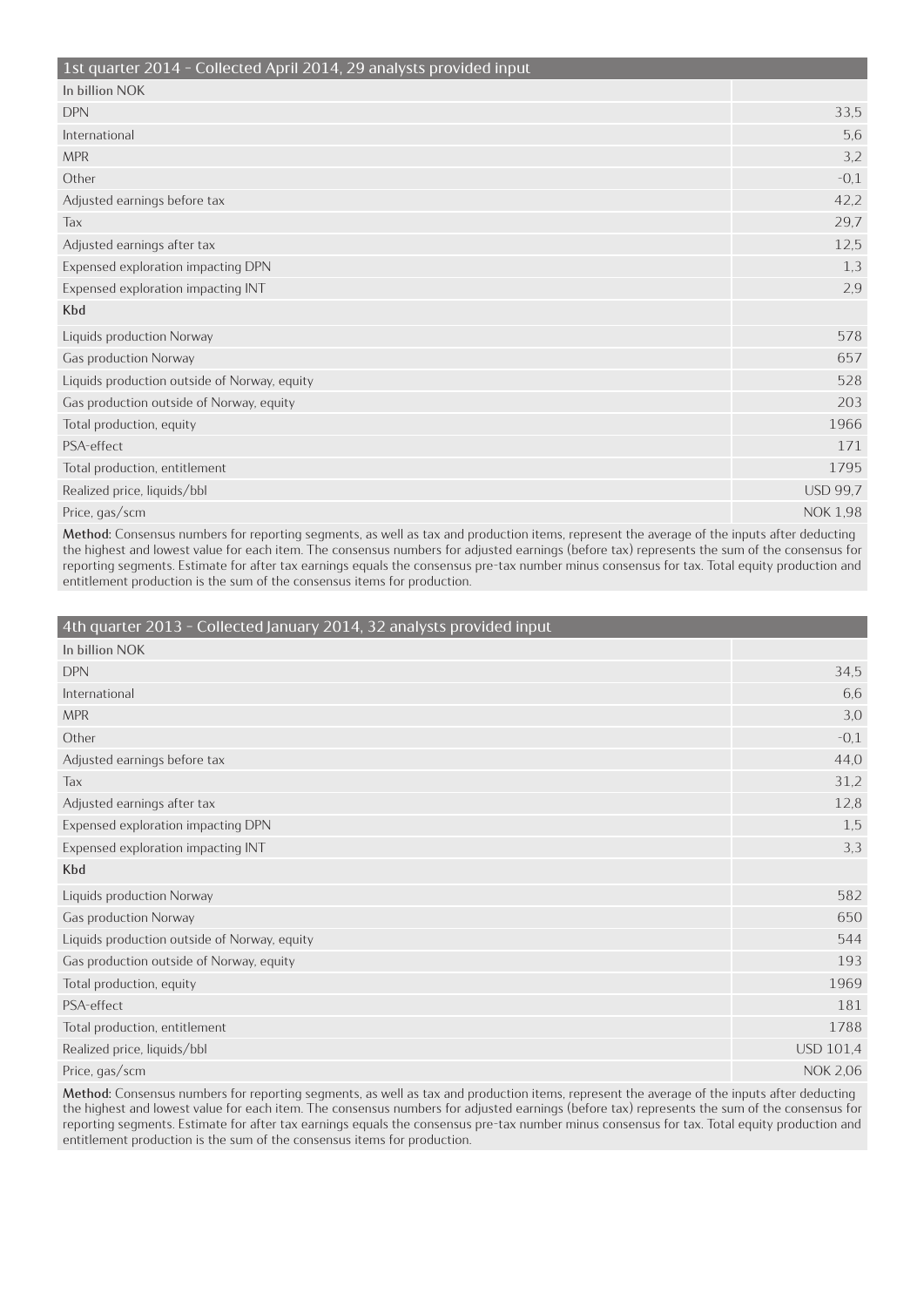| 1st quarter 2014 - Collected April 2014, 29 analysts provided input | |
|---|---|
| **In billion NOK** | |
| DPN | 33,5 |
| International | 5,6 |
| MPR | 3,2 |
| Other | -0,1 |
| Adjusted earnings before tax | 42,2 |
| Tax | 29,7 |
| Adjusted earnings after tax | 12,5 |
| Expensed exploration impacting DPN | 1,3 |
| Expensed exploration impacting INT | 2,9 |
| **Kbd** | |
| Liquids production Norway | 578 |
| Gas production Norway | 657 |
| Liquids production outside of Norway, equity | 528 |
| Gas production outside of Norway, equity | 203 |
| Total production, equity | 1966 |
| PSA-effect | 171 |
| Total production, entitlement | 1795 |
| Realized price, liquids/bbl | USD 99,7 |
| Price, gas/scm | NOK 1,98 |

**Method:** Consensus numbers for reporting segments, as well as tax and production items, represent the average of the inputs after deducting the highest and lowest value for each item. The consensus numbers for adjusted earnings (before tax) represents the sum of the consensus for reporting segments. Estimate for after tax earnings equals the consensus pre-tax number minus consensus for tax. Total equity production and entitlement production is the sum of the consensus items for production.

| 4th quarter 2013 - Collected January 2014, 32 analysts provided input | |
|---|---|
| **In billion NOK** | |
| DPN | 34,5 |
| International | 6,6 |
| MPR | 3,0 |
| Other | -0,1 |
| Adjusted earnings before tax | 44,0 |
| Tax | 31,2 |
| Adjusted earnings after tax | 12,8 |
| Expensed exploration impacting DPN | 1,5 |
| Expensed exploration impacting INT | 3,3 |
| **Kbd** | |
| Liquids production Norway | 582 |
| Gas production Norway | 650 |
| Liquids production outside of Norway, equity | 544 |
| Gas production outside of Norway, equity | 193 |
| Total production, equity | 1969 |
| PSA-effect | 181 |
| Total production, entitlement | 1788 |
| Realized price, liquids/bbl | USD 101,4 |
| Price, gas/scm | NOK 2,06 |

**Method:** Consensus numbers for reporting segments, as well as tax and production items, represent the average of the inputs after deducting the highest and lowest value for each item. The consensus numbers for adjusted earnings (before tax) represents the sum of the consensus for reporting segments. Estimate for after tax earnings equals the consensus pre-tax number minus consensus for tax. Total equity production and entitlement production is the sum of the consensus items for production.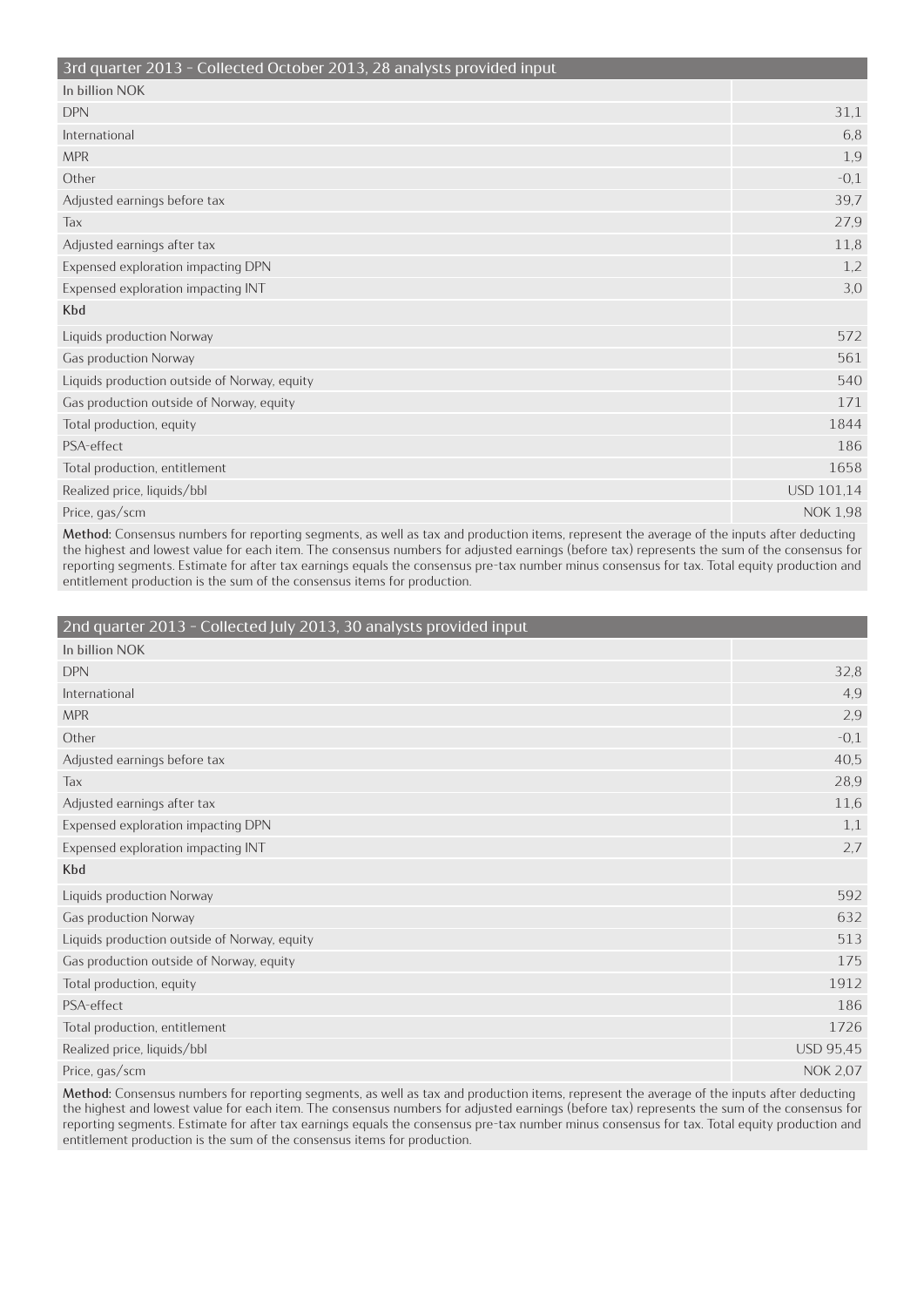| 3rd quarter 2013 - Collected October 2013, 28 analysts provided input | |
|---|---|
| In billion NOK | |
| DPN | 31,1 |
| International | 6,8 |
| MPR | 1,9 |
| Other | -0,1 |
| Adjusted earnings before tax | 39,7 |
| Tax | 27,9 |
| Adjusted earnings after tax | 11,8 |
| Expensed exploration impacting DPN | 1,2 |
| Expensed exploration impacting INT | 3,0 |
| **Kbd** | |
| Liquids production Norway | 572 |
| Gas production Norway | 561 |
| Liquids production outside of Norway, equity | 540 |
| Gas production outside of Norway, equity | 171 |
| Total production, equity | 1844 |
| PSA-effect | 186 |
| Total production, entitlement | 1658 |
| Realized price, liquids/bbl | USD 101,14 |
| Price, gas/scm | NOK 1,98 |

**Method:** Consensus numbers for reporting segments, as well as tax and production items, represent the average of the inputs after deducting the highest and lowest value for each item. The consensus numbers for adjusted earnings (before tax) represents the sum of the consensus for reporting segments. Estimate for after tax earnings equals the consensus pre-tax number minus consensus for tax. Total equity production and entitlement production is the sum of the consensus items for production.

| 2nd quarter 2013 - Collected July 2013, 30 analysts provided input | |
|---|---|
| In billion NOK | |
| DPN | 32,8 |
| International | 4,9 |
| MPR | 2,9 |
| Other | -0,1 |
| Adjusted earnings before tax | 40,5 |
| Tax | 28,9 |
| Adjusted earnings after tax | 11,6 |
| Expensed exploration impacting DPN | 1,1 |
| Expensed exploration impacting INT | 2,7 |
| **Kbd** | |
| Liquids production Norway | 592 |
| Gas production Norway | 632 |
| Liquids production outside of Norway, equity | 513 |
| Gas production outside of Norway, equity | 175 |
| Total production, equity | 1912 |
| PSA-effect | 186 |
| Total production, entitlement | 1726 |
| Realized price, liquids/bbl | USD 95,45 |
| Price, gas/scm | NOK 2,07 |

**Method:** Consensus numbers for reporting segments, as well as tax and production items, represent the average of the inputs after deducting the highest and lowest value for each item. The consensus numbers for adjusted earnings (before tax) represents the sum of the consensus for reporting segments. Estimate for after tax earnings equals the consensus pre-tax number minus consensus for tax. Total equity production and entitlement production is the sum of the consensus items for production.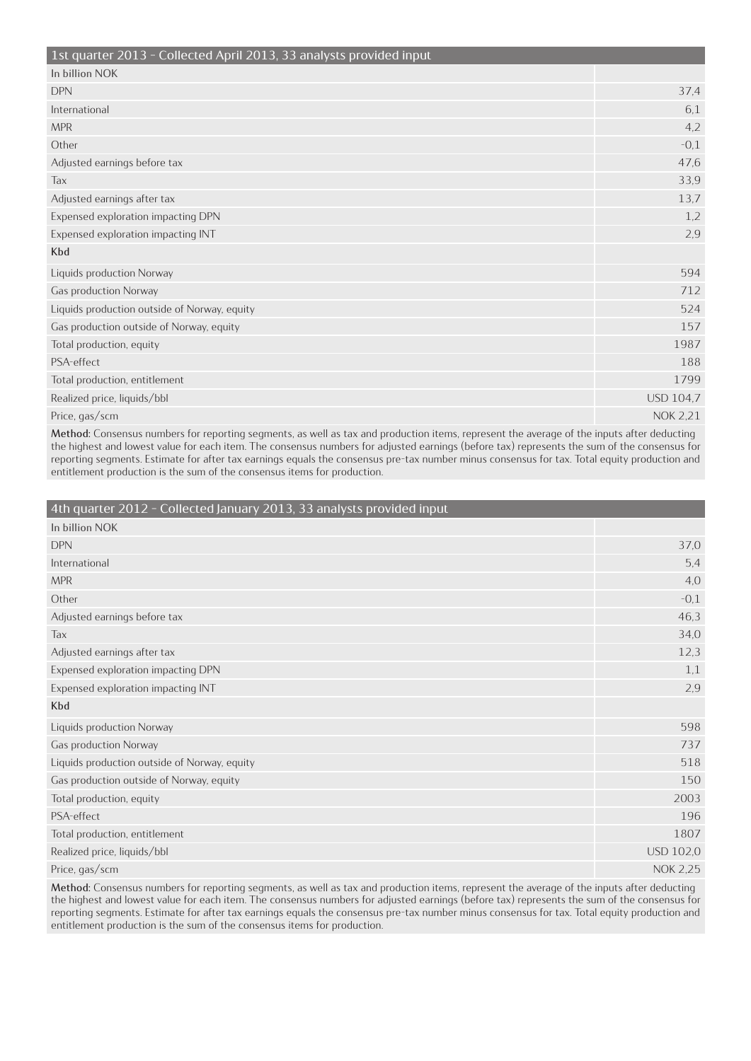| 1st quarter 2013 - Collected April 2013, 33 analysts provided input | |
|---|---|
| In billion NOK | |
| DPN | 37,4 |
| International | 6,1 |
| MPR | 4,2 |
| Other | -0,1 |
| Adjusted earnings before tax | 47,6 |
| Tax | 33,9 |
| Adjusted earnings after tax | 13,7 |
| Expensed exploration impacting DPN | 1,2 |
| Expensed exploration impacting INT | 2,9 |
| **Kbd** | |
| Liquids production Norway | 594 |
| Gas production Norway | 712 |
| Liquids production outside of Norway, equity | 524 |
| Gas production outside of Norway, equity | 157 |
| Total production, equity | 1987 |
| PSA-effect | 188 |
| Total production, entitlement | 1799 |
| Realized price, liquids/bbl | USD 104,7 |
| Price, gas/scm | NOK 2,21 |

**Method:** Consensus numbers for reporting segments, as well as tax and production items, represent the average of the inputs after deducting the highest and lowest value for each item. The consensus numbers for adjusted earnings (before tax) represents the sum of the consensus for reporting segments. Estimate for after tax earnings equals the consensus pre-tax number minus consensus for tax. Total equity production and entitlement production is the sum of the consensus items for production.

| 4th quarter 2012 - Collected January 2013, 33 analysts provided input | |
|---|---|
| In billion NOK | |
| DPN | 37,0 |
| International | 5,4 |
| MPR | 4,0 |
| Other | -0,1 |
| Adjusted earnings before tax | 46,3 |
| Tax | 34,0 |
| Adjusted earnings after tax | 12,3 |
| Expensed exploration impacting DPN | 1,1 |
| Expensed exploration impacting INT | 2,9 |
| **Kbd** | |
| Liquids production Norway | 598 |
| Gas production Norway | 737 |
| Liquids production outside of Norway, equity | 518 |
| Gas production outside of Norway, equity | 150 |
| Total production, equity | 2003 |
| PSA-effect | 196 |
| Total production, entitlement | 1807 |
| Realized price, liquids/bbl | USD 102,0 |
| Price, gas/scm | NOK 2,25 |

**Method:** Consensus numbers for reporting segments, as well as tax and production items, represent the average of the inputs after deducting the highest and lowest value for each item. The consensus numbers for adjusted earnings (before tax) represents the sum of the consensus for reporting segments. Estimate for after tax earnings equals the consensus pre-tax number minus consensus for tax. Total equity production and entitlement production is the sum of the consensus items for production.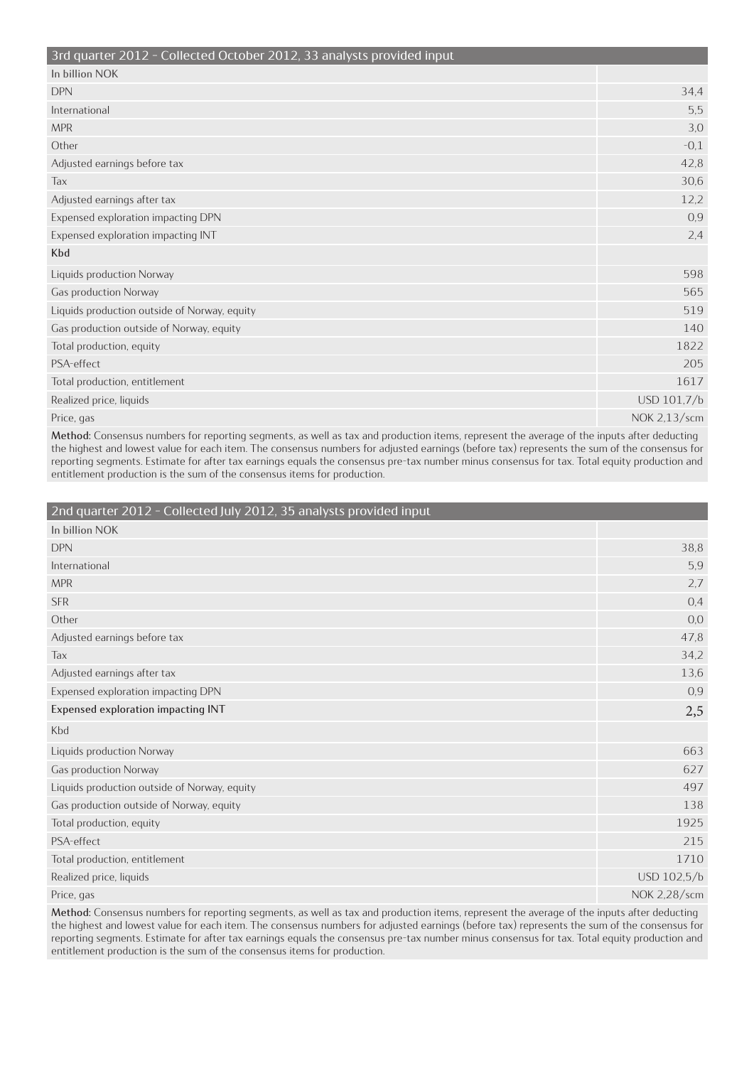| 3rd quarter 2012 - Collected October 2012, 33 analysts provided input | |
|---|---|
| In billion NOK | |
| DPN | 34,4 |
| International | 5,5 |
| MPR | 3,0 |
| Other | -0,1 |
| Adjusted earnings before tax | 42,8 |
| Tax | 30,6 |
| Adjusted earnings after tax | 12,2 |
| Expensed exploration impacting DPN | 0,9 |
| Expensed exploration impacting INT | 2,4 |
| **Kbd** | |
| Liquids production Norway | 598 |
| Gas production Norway | 565 |
| Liquids production outside of Norway, equity | 519 |
| Gas production outside of Norway, equity | 140 |
| Total production, equity | 1822 |
| PSA-effect | 205 |
| Total production, entitlement | 1617 |
| Realized price, liquids | USD 101,7/b |
| Price, gas | NOK 2,13/scm |

**Method:** Consensus numbers for reporting segments, as well as tax and production items, represent the average of the inputs after deducting the highest and lowest value for each item. The consensus numbers for adjusted earnings (before tax) represents the sum of the consensus for reporting segments. Estimate for after tax earnings equals the consensus pre-tax number minus consensus for tax. Total equity production and entitlement production is the sum of the consensus items for production.

| 2nd quarter 2012 - Collected July 2012, 35 analysts provided input | |
|---|---|
| In billion NOK | |
| DPN | 38,8 |
| International | 5,9 |
| MPR | 2,7 |
| SFR | 0,4 |
| Other | 0,0 |
| Adjusted earnings before tax | 47,8 |
| Tax | 34,2 |
| Adjusted earnings after tax | 13,6 |
| Expensed exploration impacting DPN | 0,9 |
| Expensed exploration impacting INT | 2,5 |
| Kbd | |
| Liquids production Norway | 663 |
| Gas production Norway | 627 |
| Liquids production outside of Norway, equity | 497 |
| Gas production outside of Norway, equity | 138 |
| Total production, equity | 1925 |
| PSA-effect | 215 |
| Total production, entitlement | 1710 |
| Realized price, liquids | USD 102,5/b |
| Price, gas | NOK 2,28/scm |

**Method:** Consensus numbers for reporting segments, as well as tax and production items, represent the average of the inputs after deducting the highest and lowest value for each item. The consensus numbers for adjusted earnings (before tax) represents the sum of the consensus for reporting segments. Estimate for after tax earnings equals the consensus pre-tax number minus consensus for tax. Total equity production and entitlement production is the sum of the consensus items for production.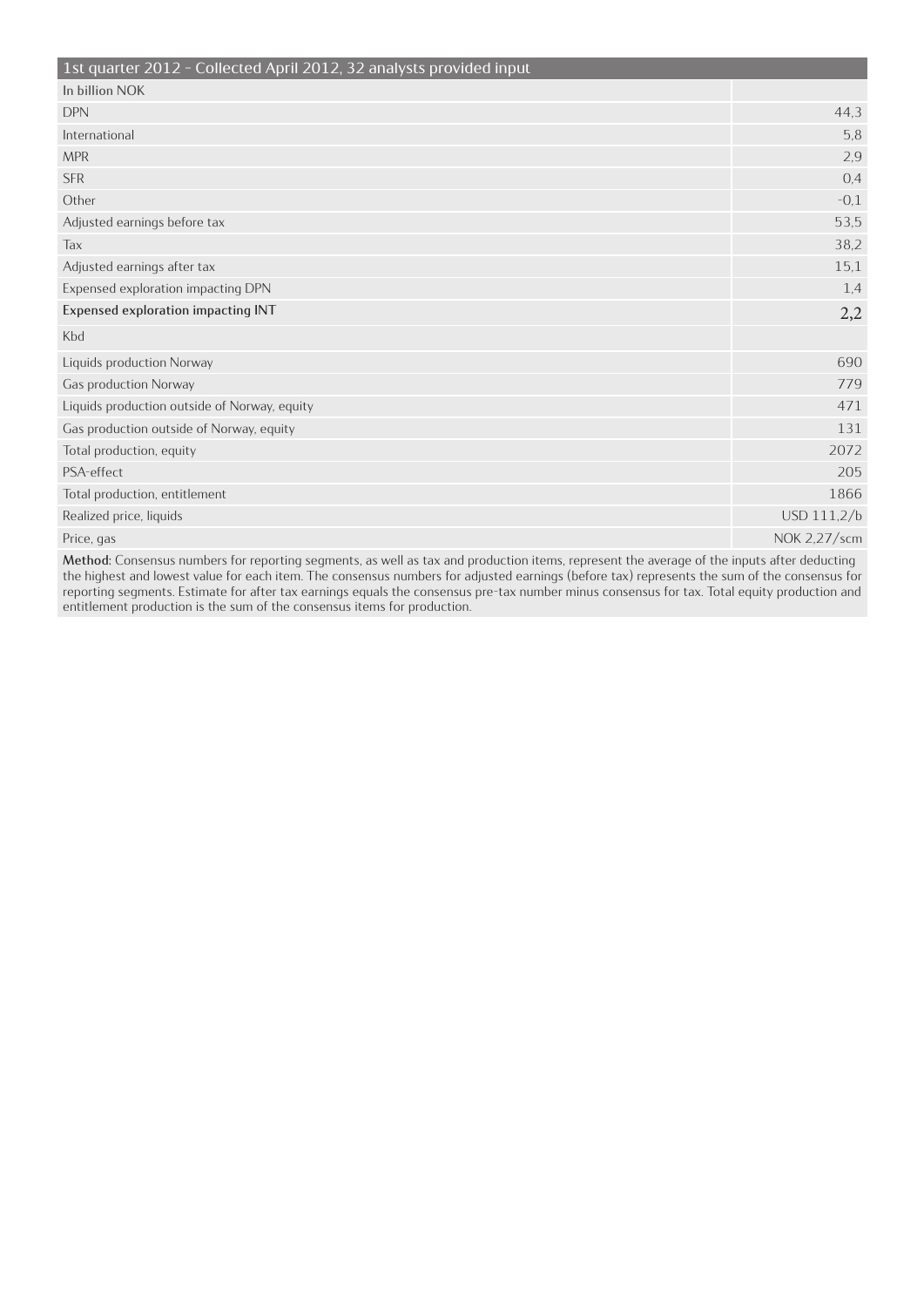| 1st quarter 2012 - Collected April 2012, 32 analysts provided input | |
|---|---|
| In billion NOK | |
| DPN | 44,3 |
| International | 5,8 |
| MPR | 2,9 |
| SFR | 0,4 |
| Other | -0,1 |
| Adjusted earnings before tax | 53,5 |
| Tax | 38,2 |
| Adjusted earnings after tax | 15,1 |
| Expensed exploration impacting DPN | 1,4 |
| Expensed exploration impacting INT | 2,2 |
| Kbd | |
| Liquids production Norway | 690 |
| Gas production Norway | 779 |
| Liquids production outside of Norway, equity | 471 |
| Gas production outside of Norway, equity | 131 |
| Total production, equity | 2072 |
| PSA-effect | 205 |
| Total production, entitlement | 1866 |
| Realized price, liquids | USD 111,2/b |
| Price, gas | NOK 2,27/scm |

**Method:** Consensus numbers for reporting segments, as well as tax and production items, represent the average of the inputs after deducting the highest and lowest value for each item. The consensus numbers for adjusted earnings (before tax) represents the sum of the consensus for reporting segments. Estimate for after tax earnings equals the consensus pre-tax number minus consensus for tax. Total equity production and entitlement production is the sum of the consensus items for production.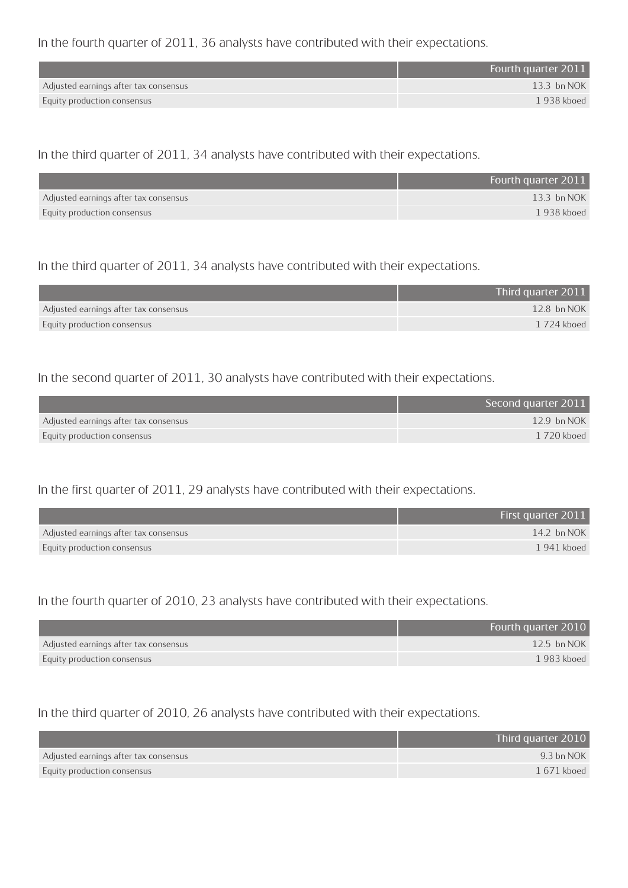In the fourth quarter of 2011, 36 analysts have contributed with their expectations.

| | Fourth quarter 2011 |
|---|---|
| Adjusted earnings after tax consensus | 13.3 bn NOK |
| Equity production consensus | 1 938 kboed |

In the third quarter of 2011, 34 analysts have contributed with their expectations.

| | Fourth quarter 2011 |
|---|---|
| Adjusted earnings after tax consensus | 13.3 bn NOK |
| Equity production consensus | 1 938 kboed |

In the third quarter of 2011, 34 analysts have contributed with their expectations.

| | Third quarter 2011 |
|---|---|
| Adjusted earnings after tax consensus | 12.8 bn NOK |
| Equity production consensus | 1 724 kboed |

In the second quarter of 2011, 30 analysts have contributed with their expectations.

| | Second quarter 2011 |
|---|---|
| Adjusted earnings after tax consensus | 12.9 bn NOK |
| Equity production consensus | 1 720 kboed |

In the first quarter of 2011, 29 analysts have contributed with their expectations.

| | First quarter 2011 |
|---|---|
| Adjusted earnings after tax consensus | 14.2 bn NOK |
| Equity production consensus | 1 941 kboed |

In the fourth quarter of 2010, 23 analysts have contributed with their expectations.

| | Fourth quarter 2010 |
|---|---|
| Adjusted earnings after tax consensus | 12.5 bn NOK |
| Equity production consensus | 1 983 kboed |

In the third quarter of 2010, 26 analysts have contributed with their expectations.

| | Third quarter 2010 |
|---|---|
| Adjusted earnings after tax consensus | 9.3 bn NOK |
| Equity production consensus | 1 671 kboed |